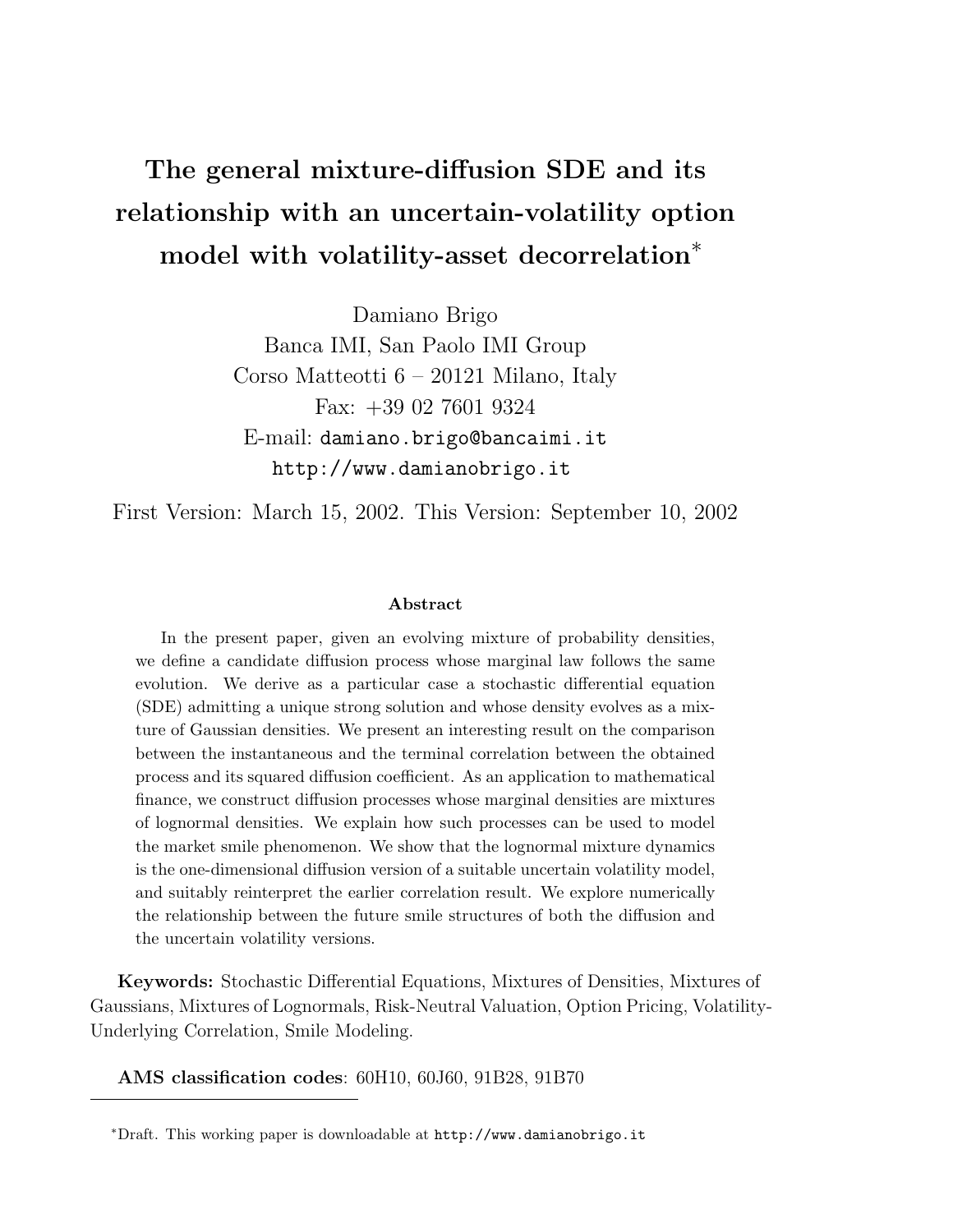# The general mixture-diffusion SDE and its relationship with an uncertain-volatility option model with volatility-asset decorrelation[*]

Damiano Brigo
Banca IMI, San Paolo IMI Group
Corso Matteotti 6 – 20121 Milano, Italy
Fax: +39 02 7601 9324
E-mail: damiano.brigo@bancaimi.it
http://www.damianobrigo.it

First Version: March 15, 2002. This Version: September 10, 2002

### Abstract

In the present paper, given an evolving mixture of probability densities, we define a candidate diffusion process whose marginal law follows the same evolution. We derive as a particular case a stochastic differential equation (SDE) admitting a unique strong solution and whose density evolves as a mixture of Gaussian densities. We present an interesting result on the comparison between the instantaneous and the terminal correlation between the obtained process and its squared diffusion coefficient. As an application to mathematical finance, we construct diffusion processes whose marginal densities are mixtures of lognormal densities. We explain how such processes can be used to model the market smile phenomenon. We show that the lognormal mixture dynamics is the one-dimensional diffusion version of a suitable uncertain volatility model, and suitably reinterpret the earlier correlation result. We explore numerically the relationship between the future smile structures of both the diffusion and the uncertain volatility versions.

**Keywords:** Stochastic Differential Equations, Mixtures of Densities, Mixtures of Gaussians, Mixtures of Lognormals, Risk-Neutral Valuation, Option Pricing, Volatility-Underlying Correlation, Smile Modeling.

**AMS classification codes**: 60H10, 60J60, 91B28, 91B70

---

[*]Draft. This working paper is downloadable at http://www.damianobrigo.it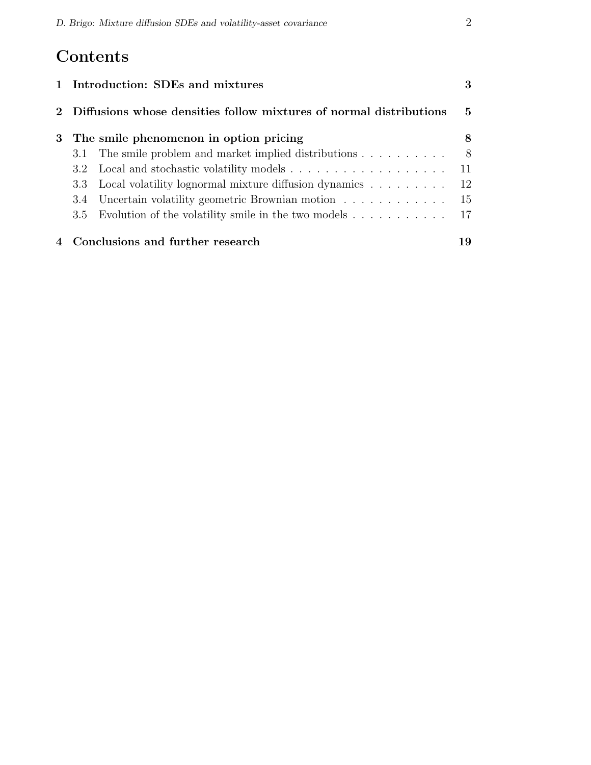# Contents

1 Introduction: SDEs and mixtures — 3

2 Diffusions whose densities follow mixtures of normal distributions — 5

3 The smile phenomenon in option pricing — 8
- 3.1 The smile problem and market implied distributions — 8
- 3.2 Local and stochastic volatility models — 11
- 3.3 Local volatility lognormal mixture diffusion dynamics — 12
- 3.4 Uncertain volatility geometric Brownian motion — 15
- 3.5 Evolution of the volatility smile in the two models — 17

4 Conclusions and further research — 19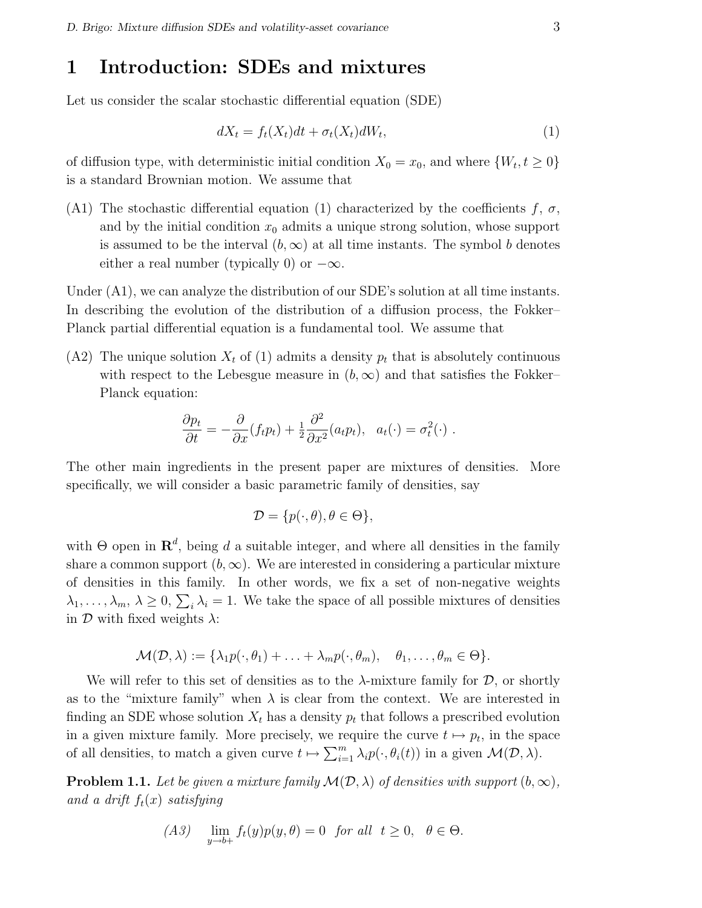# 1 Introduction: SDEs and mixtures

Let us consider the scalar stochastic differential equation (SDE)

$$dX_t = f_t(X_t)dt + \sigma_t(X_t)dW_t, \tag{1}$$

of diffusion type, with deterministic initial condition $X_0 = x_0$, and where $\{W_t, t \geq 0\}$ is a standard Brownian motion. We assume that

(A1) The stochastic differential equation (1) characterized by the coefficients $f$, $\sigma$, and by the initial condition $x_0$ admits a unique strong solution, whose support is assumed to be the interval $(b, \infty)$ at all time instants. The symbol $b$ denotes either a real number (typically 0) or $-\infty$.

Under (A1), we can analyze the distribution of our SDE's solution at all time instants. In describing the evolution of the distribution of a diffusion process, the Fokker–Planck partial differential equation is a fundamental tool. We assume that

(A2) The unique solution $X_t$ of (1) admits a density $p_t$ that is absolutely continuous with respect to the Lebesgue measure in $(b, \infty)$ and that satisfies the Fokker–Planck equation:

$$\frac{\partial p_t}{\partial t} = -\frac{\partial}{\partial x}(f_t p_t) + \tfrac{1}{2}\frac{\partial^2}{\partial x^2}(a_t p_t), \quad a_t(\cdot) = \sigma_t^2(\cdot) \ .$$

The other main ingredients in the present paper are mixtures of densities. More specifically, we will consider a basic parametric family of densities, say

$$\mathcal{D} = \{p(\cdot, \theta), \theta \in \Theta\},$$

with $\Theta$ open in $\mathbf{R}^d$, being $d$ a suitable integer, and where all densities in the family share a common support $(b, \infty)$. We are interested in considering a particular mixture of densities in this family. In other words, we fix a set of non-negative weights $\lambda_1, \ldots, \lambda_m$, $\lambda \geq 0$, $\sum_i \lambda_i = 1$. We take the space of all possible mixtures of densities in $\mathcal{D}$ with fixed weights $\lambda$:

$$\mathcal{M}(\mathcal{D}, \lambda) := \{\lambda_1 p(\cdot, \theta_1) + \ldots + \lambda_m p(\cdot, \theta_m), \quad \theta_1, \ldots, \theta_m \in \Theta\}.$$

We will refer to this set of densities as to the $\lambda$-mixture family for $\mathcal{D}$, or shortly as to the "mixture family" when $\lambda$ is clear from the context. We are interested in finding an SDE whose solution $X_t$ has a density $p_t$ that follows a prescribed evolution in a given mixture family. More precisely, we require the curve $t \mapsto p_t$, in the space of all densities, to match a given curve $t \mapsto \sum_{i=1}^m \lambda_i p(\cdot, \theta_i(t))$ in a given $\mathcal{M}(\mathcal{D}, \lambda)$.

**Problem 1.1.** *Let be given a mixture family $\mathcal{M}(\mathcal{D}, \lambda)$ of densities with support $(b, \infty)$, and a drift $f_t(x)$ satisfying*

$$\text{(A3)} \quad \lim_{y \to b+} f_t(y) p(y, \theta) = 0 \quad \text{for all} \quad t \geq 0, \quad \theta \in \Theta.$$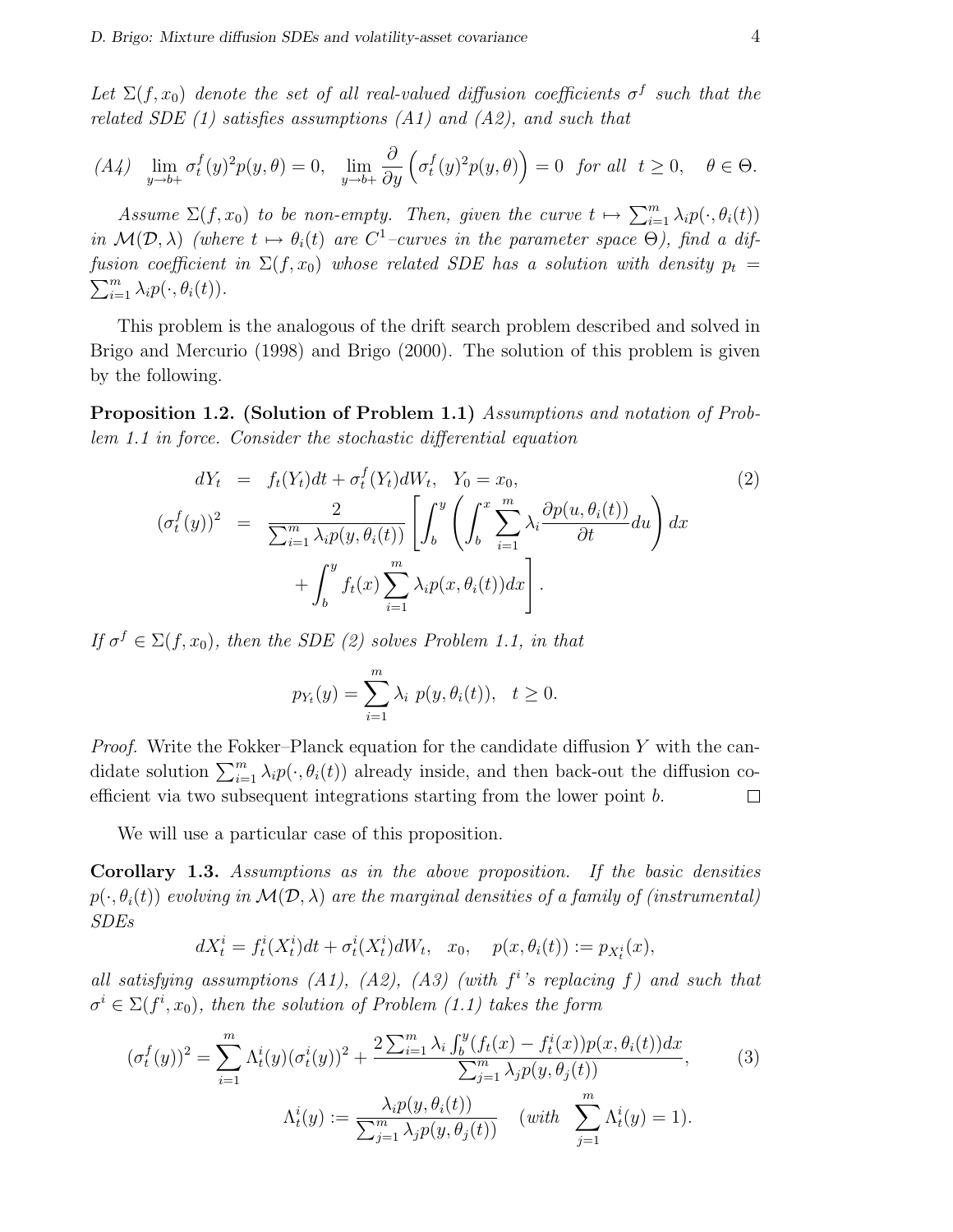*Let $\Sigma(f, x_0)$ denote the set of all real-valued diffusion coefficients $\sigma^f$ such that the related SDE (1) satisfies assumptions (A1) and (A2), and such that*

$$(A4) \quad \lim_{y \to b+} \sigma_t^f(y)^2 p(y, \theta) = 0, \quad \lim_{y \to b+} \frac{\partial}{\partial y} \left( \sigma_t^f(y)^2 p(y, \theta) \right) = 0 \quad \text{for all } t \geq 0, \quad \theta \in \Theta.$$

*Assume $\Sigma(f, x_0)$ to be non-empty. Then, given the curve $t \mapsto \sum_{i=1}^m \lambda_i p(\cdot, \theta_i(t))$ in $\mathcal{M}(\mathcal{D}, \lambda)$ (where $t \mapsto \theta_i(t)$ are $C^1$–curves in the parameter space $\Theta$), find a diffusion coefficient in $\Sigma(f, x_0)$ whose related SDE has a solution with density $p_t = \sum_{i=1}^m \lambda_i p(\cdot, \theta_i(t))$.*

This problem is the analogous of the drift search problem described and solved in Brigo and Mercurio (1998) and Brigo (2000). The solution of this problem is given by the following.

**Proposition 1.2. (Solution of Problem 1.1)** *Assumptions and notation of Problem 1.1 in force. Consider the stochastic differential equation*

$$\begin{aligned}
dY_t &= f_t(Y_t)dt + \sigma_t^f(Y_t)dW_t, \quad Y_0 = x_0, \qquad (2) \\
(\sigma_t^f(y))^2 &= \frac{2}{\sum_{i=1}^m \lambda_i p(y, \theta_i(t))} \left[ \int_b^y \left( \int_b^x \sum_{i=1}^m \lambda_i \frac{\partial p(u, \theta_i(t))}{\partial t} du \right) dx \right. \\
&\quad \left. + \int_b^y f_t(x) \sum_{i=1}^m \lambda_i p(x, \theta_i(t)) dx \right].
\end{aligned}$$

*If $\sigma^f \in \Sigma(f, x_0)$, then the SDE (2) solves Problem 1.1, in that*

$$p_{Y_t}(y) = \sum_{i=1}^m \lambda_i \; p(y, \theta_i(t)), \quad t \geq 0.$$

*Proof.* Write the Fokker–Planck equation for the candidate diffusion $Y$ with the candidate solution $\sum_{i=1}^m \lambda_i p(\cdot, \theta_i(t))$ already inside, and then back-out the diffusion coefficient via two subsequent integrations starting from the lower point $b$. □

We will use a particular case of this proposition.

**Corollary 1.3.** *Assumptions as in the above proposition. If the basic densities $p(\cdot, \theta_i(t))$ evolving in $\mathcal{M}(\mathcal{D}, \lambda)$ are the marginal densities of a family of (instrumental) SDEs*

$$dX_t^i = f_t^i(X_t^i)dt + \sigma_t^i(X_t^i)dW_t, \quad x_0, \quad p(x, \theta_i(t)) := p_{X_t^i}(x),$$

*all satisfying assumptions (A1), (A2), (A3) (with $f^i$'s replacing $f$) and such that $\sigma^i \in \Sigma(f^i, x_0)$, then the solution of Problem (1.1) takes the form*

$$(\sigma_t^f(y))^2 = \sum_{i=1}^m \Lambda_t^i(y)(\sigma_t^i(y))^2 + \frac{2 \sum_{i=1}^m \lambda_i \int_b^y (f_t(x) - f_t^i(x)) p(x, \theta_i(t)) dx}{\sum_{j=1}^m \lambda_j p(y, \theta_j(t))}, \qquad (3)$$

$$\Lambda_t^i(y) := \frac{\lambda_i p(y, \theta_i(t))}{\sum_{j=1}^m \lambda_j p(y, \theta_j(t))} \quad (\textit{with} \quad \sum_{j=1}^m \Lambda_t^i(y) = 1).$$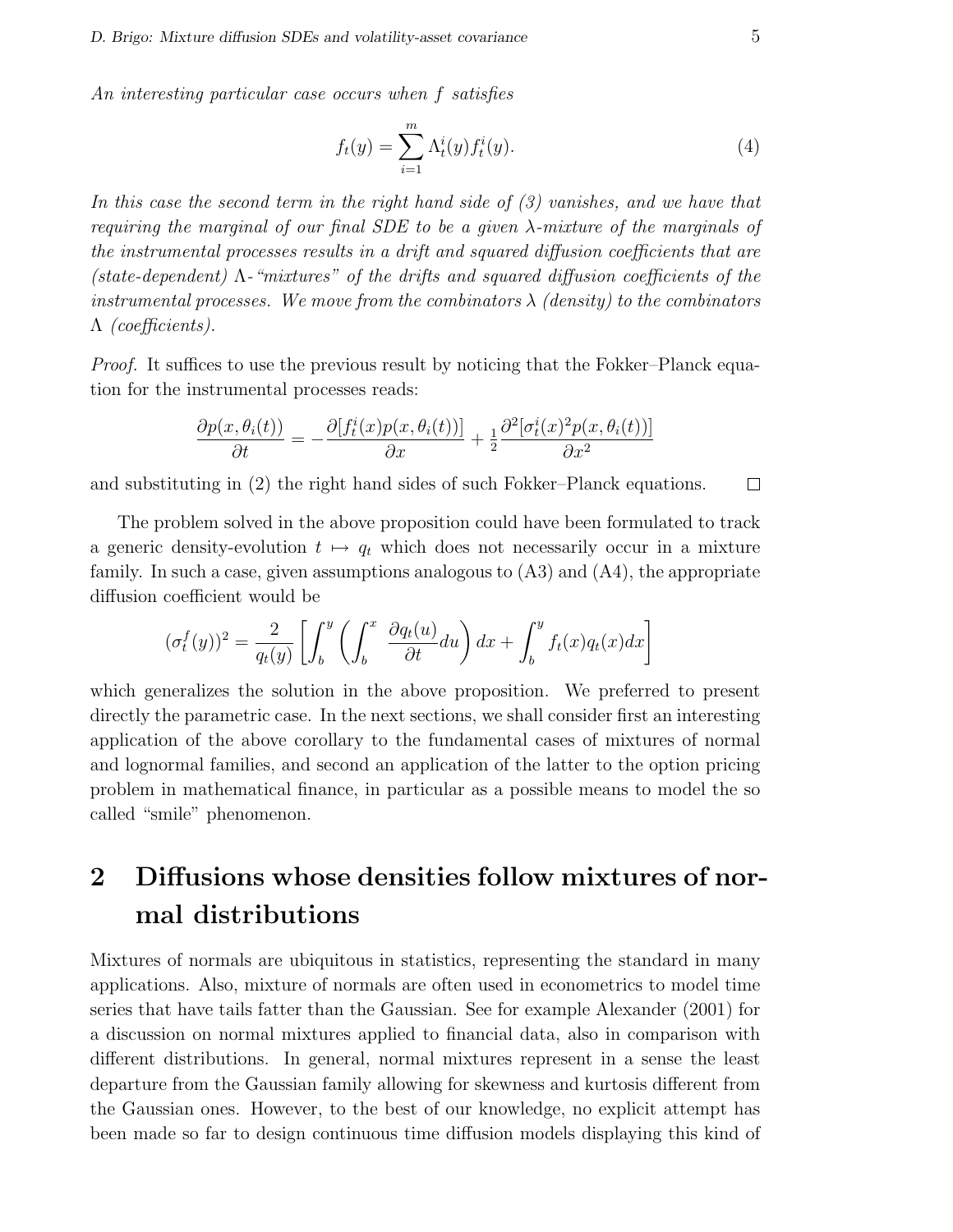*An interesting particular case occurs when $f$ satisfies*

$$f_t(y) = \sum_{i=1}^{m} \Lambda_t^i(y) f_t^i(y). \tag{4}$$

*In this case the second term in the right hand side of (3) vanishes, and we have that requiring the marginal of our final SDE to be a given $\lambda$-mixture of the marginals of the instrumental processes results in a drift and squared diffusion coefficients that are (state-dependent) $\Lambda$-"mixtures" of the drifts and squared diffusion coefficients of the instrumental processes. We move from the combinators $\lambda$ (density) to the combinators $\Lambda$ (coefficients).*

*Proof.* It suffices to use the previous result by noticing that the Fokker–Planck equation for the instrumental processes reads:

$$\frac{\partial p(x, \theta_i(t))}{\partial t} = -\frac{\partial [f_t^i(x) p(x, \theta_i(t))]}{\partial x} + \tfrac{1}{2} \frac{\partial^2 [\sigma_t^i(x)^2 p(x, \theta_i(t))]}{\partial x^2}$$

and substituting in (2) the right hand sides of such Fokker–Planck equations. $\square$

The problem solved in the above proposition could have been formulated to track a generic density-evolution $t \mapsto q_t$ which does not necessarily occur in a mixture family. In such a case, given assumptions analogous to (A3) and (A4), the appropriate diffusion coefficient would be

$$(\sigma_t^f(y))^2 = \frac{2}{q_t(y)} \left[ \int_b^y \left( \int_b^x \frac{\partial q_t(u)}{\partial t} du \right) dx + \int_b^y f_t(x) q_t(x) dx \right]$$

which generalizes the solution in the above proposition. We preferred to present directly the parametric case. In the next sections, we shall consider first an interesting application of the above corollary to the fundamental cases of mixtures of normal and lognormal families, and second an application of the latter to the option pricing problem in mathematical finance, in particular as a possible means to model the so called "smile" phenomenon.

## 2 Diffusions whose densities follow mixtures of normal distributions

Mixtures of normals are ubiquitous in statistics, representing the standard in many applications. Also, mixture of normals are often used in econometrics to model time series that have tails fatter than the Gaussian. See for example Alexander (2001) for a discussion on normal mixtures applied to financial data, also in comparison with different distributions. In general, normal mixtures represent in a sense the least departure from the Gaussian family allowing for skewness and kurtosis different from the Gaussian ones. However, to the best of our knowledge, no explicit attempt has been made so far to design continuous time diffusion models displaying this kind of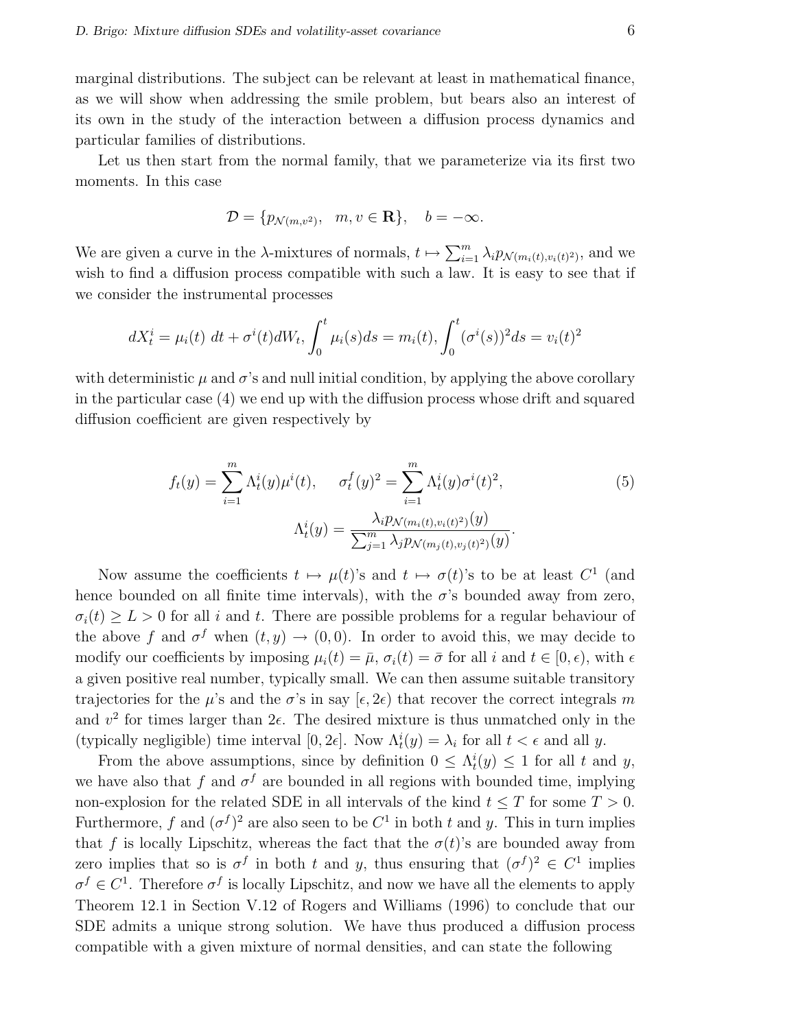marginal distributions. The subject can be relevant at least in mathematical finance, as we will show when addressing the smile problem, but bears also an interest of its own in the study of the interaction between a diffusion process dynamics and particular families of distributions.

Let us then start from the normal family, that we parameterize via its first two moments. In this case

$$\mathcal{D} = \{p_{\mathcal{N}(m,v^2)}, \quad m, v \in \mathbf{R}\}, \quad b = -\infty.$$

We are given a curve in the $\lambda$-mixtures of normals, $t \mapsto \sum_{i=1}^m \lambda_i p_{\mathcal{N}(m_i(t),v_i(t)^2)}$, and we wish to find a diffusion process compatible with such a law. It is easy to see that if we consider the instrumental processes

$$dX_t^i = \mu_i(t)\ dt + \sigma^i(t) dW_t, \int_0^t \mu_i(s) ds = m_i(t), \int_0^t (\sigma^i(s))^2 ds = v_i(t)^2$$

with deterministic $\mu$ and $\sigma$'s and null initial condition, by applying the above corollary in the particular case (4) we end up with the diffusion process whose drift and squared diffusion coefficient are given respectively by

$$f_t(y) = \sum_{i=1}^m \Lambda_t^i(y) \mu^i(t), \qquad \sigma_t^f(y)^2 = \sum_{i=1}^m \Lambda_t^i(y) \sigma^i(t)^2, \tag{5}$$
$$\Lambda_t^i(y) = \frac{\lambda_i p_{\mathcal{N}(m_i(t),v_i(t)^2)}(y)}{\sum_{j=1}^m \lambda_j p_{\mathcal{N}(m_j(t),v_j(t)^2)}(y)}.$$

Now assume the coefficients $t \mapsto \mu(t)$'s and $t \mapsto \sigma(t)$'s to be at least $C^1$ (and hence bounded on all finite time intervals), with the $\sigma$'s bounded away from zero, $\sigma_i(t) \geq L > 0$ for all $i$ and $t$. There are possible problems for a regular behaviour of the above $f$ and $\sigma^f$ when $(t, y) \to (0, 0)$. In order to avoid this, we may decide to modify our coefficients by imposing $\mu_i(t) = \bar{\mu}$, $\sigma_i(t) = \bar{\sigma}$ for all $i$ and $t \in [0, \epsilon)$, with $\epsilon$ a given positive real number, typically small. We can then assume suitable transitory trajectories for the $\mu$'s and the $\sigma$'s in say $[\epsilon, 2\epsilon)$ that recover the correct integrals $m$ and $v^2$ for times larger than $2\epsilon$. The desired mixture is thus unmatched only in the (typically negligible) time interval $[0, 2\epsilon]$. Now $\Lambda_t^i(y) = \lambda_i$ for all $t < \epsilon$ and all $y$.

From the above assumptions, since by definition $0 \leq \Lambda_t^i(y) \leq 1$ for all $t$ and $y$, we have also that $f$ and $\sigma^f$ are bounded in all regions with bounded time, implying non-explosion for the related SDE in all intervals of the kind $t \leq T$ for some $T > 0$. Furthermore, $f$ and $(\sigma^f)^2$ are also seen to be $C^1$ in both $t$ and $y$. This in turn implies that $f$ is locally Lipschitz, whereas the fact that the $\sigma(t)$'s are bounded away from zero implies that so is $\sigma^f$ in both $t$ and $y$, thus ensuring that $(\sigma^f)^2 \in C^1$ implies $\sigma^f \in C^1$. Therefore $\sigma^f$ is locally Lipschitz, and now we have all the elements to apply Theorem 12.1 in Section V.12 of Rogers and Williams (1996) to conclude that our SDE admits a unique strong solution. We have thus produced a diffusion process compatible with a given mixture of normal densities, and can state the following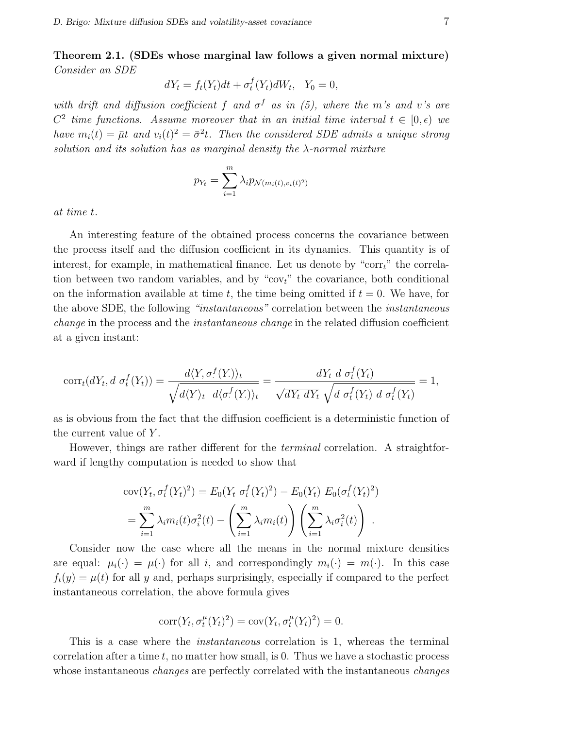**Theorem 2.1. (SDEs whose marginal law follows a given normal mixture)** *Consider an SDE*

$$dY_t = f_t(Y_t)dt + \sigma_t^f(Y_t)dW_t, \quad Y_0 = 0,$$

*with drift and diffusion coefficient $f$ and $\sigma^f$ as in (5), where the $m$'s and $v$'s are $C^2$ time functions. Assume moreover that in an initial time interval $t \in [0, \epsilon)$ we have $m_i(t) = \bar{\mu}t$ and $v_i(t)^2 = \bar{\sigma}^2 t$. Then the considered SDE admits a unique strong solution and its solution has as marginal density the $\lambda$-normal mixture*

$$p_{Y_t} = \sum_{i=1}^{m} \lambda_i p_{\mathcal{N}(m_i(t), v_i(t)^2)}$$

*at time $t$.*

An interesting feature of the obtained process concerns the covariance between the process itself and the diffusion coefficient in its dynamics. This quantity is of interest, for example, in mathematical finance. Let us denote by "$\text{corr}_t$" the correlation between two random variables, and by "$\text{cov}_t$" the covariance, both conditional on the information available at time $t$, the time being omitted if $t = 0$. We have, for the above SDE, the following *"instantaneous"* correlation between the *instantaneous change* in the process and the *instantaneous change* in the related diffusion coefficient at a given instant:

$$\text{corr}_t(dY_t, d\ \sigma_t^f(Y_t)) = \frac{d\langle Y, \sigma_\cdot^f(Y_\cdot)\rangle_t}{\sqrt{d\langle Y\rangle_t \ \ d\langle \sigma_\cdot^f(Y_\cdot)\rangle_t}} = \frac{dY_t\ d\ \sigma_t^f(Y_t)}{\sqrt{dY_t\ dY_t}\ \sqrt{d\ \sigma_t^f(Y_t)\ d\ \sigma_t^f(Y_t)}} = 1,$$

as is obvious from the fact that the diffusion coefficient is a deterministic function of the current value of $Y$.

However, things are rather different for the *terminal* correlation. A straightforward if lengthy computation is needed to show that

$$\begin{aligned}
\text{cov}(Y_t, \sigma_t^f(Y_t)^2) &= E_0(Y_t\ \sigma_t^f(Y_t)^2) - E_0(Y_t)\ E_0(\sigma_t^f(Y_t)^2) \\
&= \sum_{i=1}^{m} \lambda_i m_i(t)\sigma_i^2(t) - \left(\sum_{i=1}^{m} \lambda_i m_i(t)\right)\left(\sum_{i=1}^{m} \lambda_i \sigma_i^2(t)\right) .
\end{aligned}$$

Consider now the case where all the means in the normal mixture densities are equal: $\mu_i(\cdot) = \mu(\cdot)$ for all $i$, and correspondingly $m_i(\cdot) = m(\cdot)$. In this case $f_t(y) = \mu(t)$ for all $y$ and, perhaps surprisingly, especially if compared to the perfect instantaneous correlation, the above formula gives

$$\text{corr}(Y_t, \sigma_t^\mu(Y_t)^2) = \text{cov}(Y_t, \sigma_t^\mu(Y_t)^2) = 0.$$

This is a case where the *instantaneous* correlation is 1, whereas the terminal correlation after a time $t$, no matter how small, is 0. Thus we have a stochastic process whose instantaneous *changes* are perfectly correlated with the instantaneous *changes*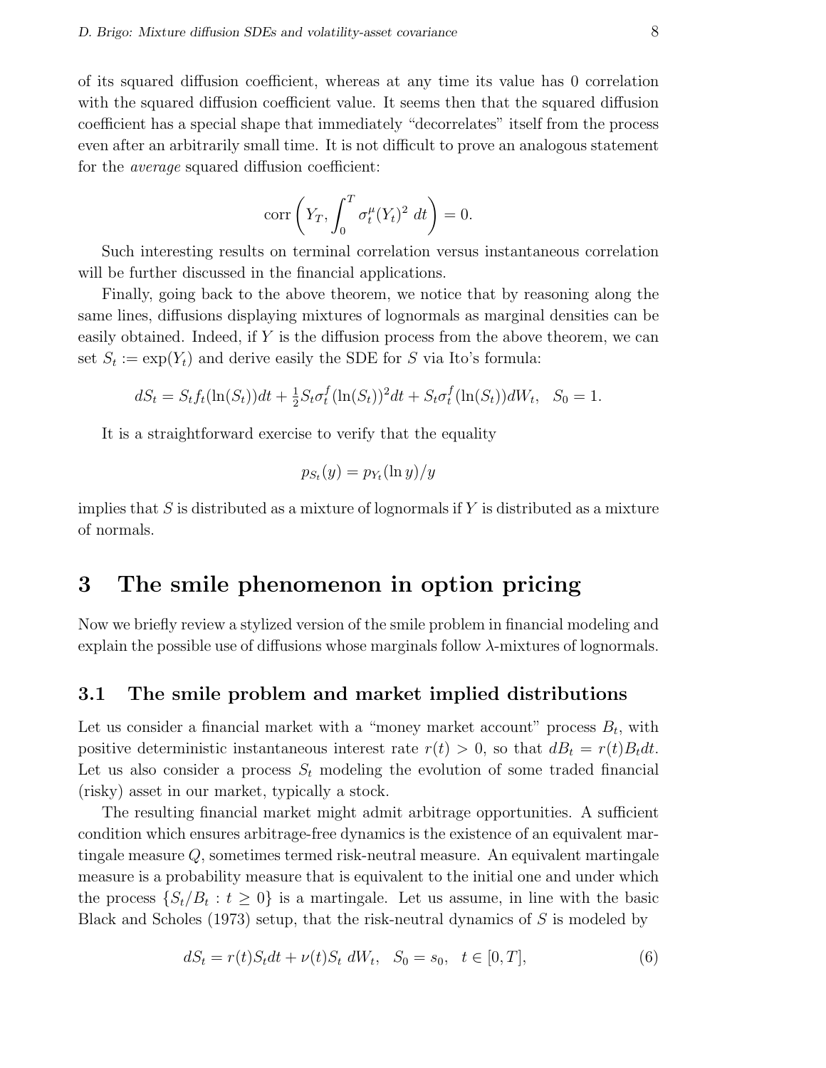of its squared diffusion coefficient, whereas at any time its value has 0 correlation with the squared diffusion coefficient value. It seems then that the squared diffusion coefficient has a special shape that immediately "decorrelates" itself from the process even after an arbitrarily small time. It is not difficult to prove an analogous statement for the *average* squared diffusion coefficient:

$$\operatorname{corr}\left(Y_T, \int_0^T \sigma_t^\mu(Y_t)^2\, dt\right) = 0.$$

Such interesting results on terminal correlation versus instantaneous correlation will be further discussed in the financial applications.

Finally, going back to the above theorem, we notice that by reasoning along the same lines, diffusions displaying mixtures of lognormals as marginal densities can be easily obtained. Indeed, if $Y$ is the diffusion process from the above theorem, we can set $S_t := \exp(Y_t)$ and derive easily the SDE for $S$ via Ito's formula:

$$dS_t = S_t f_t(\ln(S_t))dt + \tfrac{1}{2} S_t \sigma_t^f(\ln(S_t))^2 dt + S_t \sigma_t^f(\ln(S_t)) dW_t, \quad S_0 = 1.$$

It is a straightforward exercise to verify that the equality

$$p_{S_t}(y) = p_{Y_t}(\ln y)/y$$

implies that $S$ is distributed as a mixture of lognormals if $Y$ is distributed as a mixture of normals.

# 3 The smile phenomenon in option pricing

Now we briefly review a stylized version of the smile problem in financial modeling and explain the possible use of diffusions whose marginals follow $\lambda$-mixtures of lognormals.

## 3.1 The smile problem and market implied distributions

Let us consider a financial market with a "money market account" process $B_t$, with positive deterministic instantaneous interest rate $r(t) > 0$, so that $dB_t = r(t)B_t dt$. Let us also consider a process $S_t$ modeling the evolution of some traded financial (risky) asset in our market, typically a stock.

The resulting financial market might admit arbitrage opportunities. A sufficient condition which ensures arbitrage-free dynamics is the existence of an equivalent martingale measure $Q$, sometimes termed risk-neutral measure. An equivalent martingale measure is a probability measure that is equivalent to the initial one and under which the process $\{S_t/B_t : t \geq 0\}$ is a martingale. Let us assume, in line with the basic Black and Scholes (1973) setup, that the risk-neutral dynamics of $S$ is modeled by

$$dS_t = r(t)S_t dt + \nu(t) S_t\, dW_t, \quad S_0 = s_0, \quad t \in [0, T], \tag{6}$$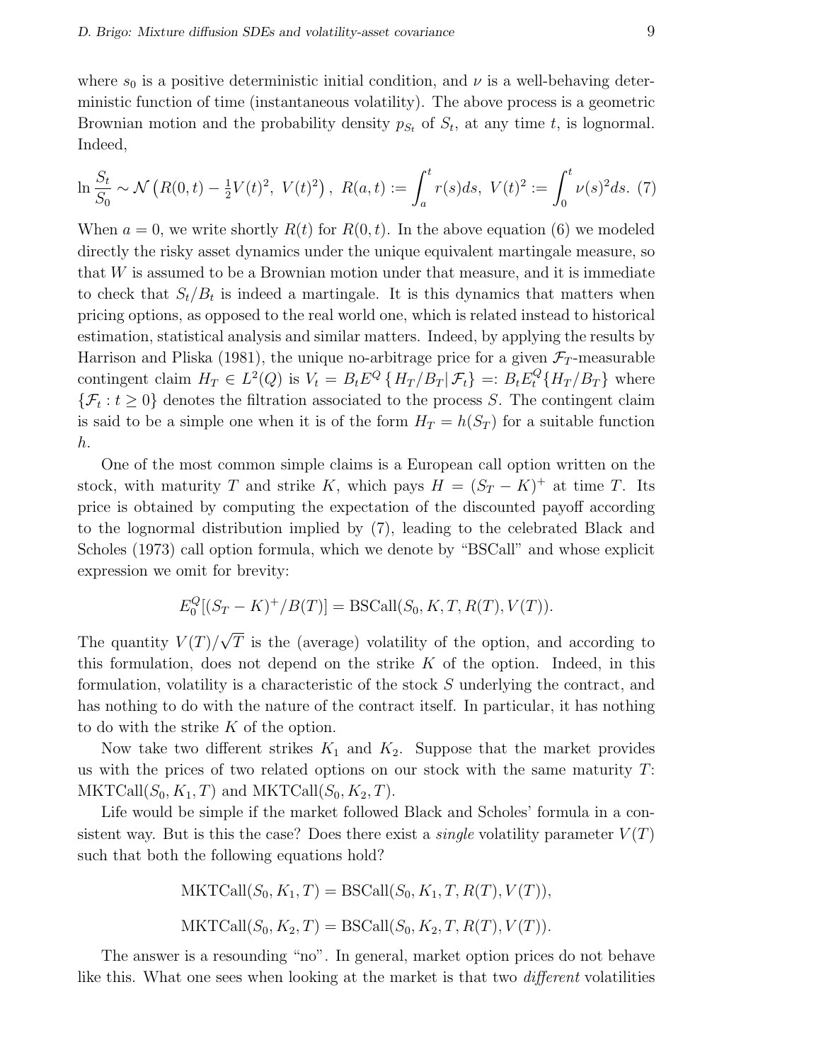where $s_0$ is a positive deterministic initial condition, and $\nu$ is a well-behaving deterministic function of time (instantaneous volatility). The above process is a geometric Brownian motion and the probability density $p_{S_t}$ of $S_t$, at any time $t$, is lognormal. Indeed,

$$\ln \frac{S_t}{S_0} \sim \mathcal{N}\left(R(0,t) - \tfrac{1}{2}V(t)^2,\ V(t)^2\right),\ R(a,t) := \int_a^t r(s)ds,\ V(t)^2 := \int_0^t \nu(s)^2 ds. \quad (7)$$

When $a = 0$, we write shortly $R(t)$ for $R(0,t)$. In the above equation (6) we modeled directly the risky asset dynamics under the unique equivalent martingale measure, so that $W$ is assumed to be a Brownian motion under that measure, and it is immediate to check that $S_t/B_t$ is indeed a martingale. It is this dynamics that matters when pricing options, as opposed to the real world one, which is related instead to historical estimation, statistical analysis and similar matters. Indeed, by applying the results by Harrison and Pliska (1981), the unique no-arbitrage price for a given $\mathcal{F}_T$-measurable contingent claim $H_T \in L^2(Q)$ is $V_t = B_t E^Q\{H_T/B_T|\mathcal{F}_t\} =: B_t E_t^Q\{H_T/B_T\}$ where $\{\mathcal{F}_t : t \geq 0\}$ denotes the filtration associated to the process $S$. The contingent claim is said to be a simple one when it is of the form $H_T = h(S_T)$ for a suitable function $h$.

One of the most common simple claims is a European call option written on the stock, with maturity $T$ and strike $K$, which pays $H = (S_T - K)^+$ at time $T$. Its price is obtained by computing the expectation of the discounted payoff according to the lognormal distribution implied by (7), leading to the celebrated Black and Scholes (1973) call option formula, which we denote by "BSCall" and whose explicit expression we omit for brevity:

$$E_0^Q[(S_T - K)^+/B(T)] = \text{BSCall}(S_0, K, T, R(T), V(T)).$$

The quantity $V(T)/\sqrt{T}$ is the (average) volatility of the option, and according to this formulation, does not depend on the strike $K$ of the option. Indeed, in this formulation, volatility is a characteristic of the stock $S$ underlying the contract, and has nothing to do with the nature of the contract itself. In particular, it has nothing to do with the strike $K$ of the option.

Now take two different strikes $K_1$ and $K_2$. Suppose that the market provides us with the prices of two related options on our stock with the same maturity $T$: $\text{MKTCall}(S_0, K_1, T)$ and $\text{MKTCall}(S_0, K_2, T)$.

Life would be simple if the market followed Black and Scholes' formula in a consistent way. But is this the case? Does there exist a *single* volatility parameter $V(T)$ such that both the following equations hold?

$$\text{MKTCall}(S_0, K_1, T) = \text{BSCall}(S_0, K_1, T, R(T), V(T)),$$

$$\text{MKTCall}(S_0, K_2, T) = \text{BSCall}(S_0, K_2, T, R(T), V(T)).$$

The answer is a resounding "no". In general, market option prices do not behave like this. What one sees when looking at the market is that two *different* volatilities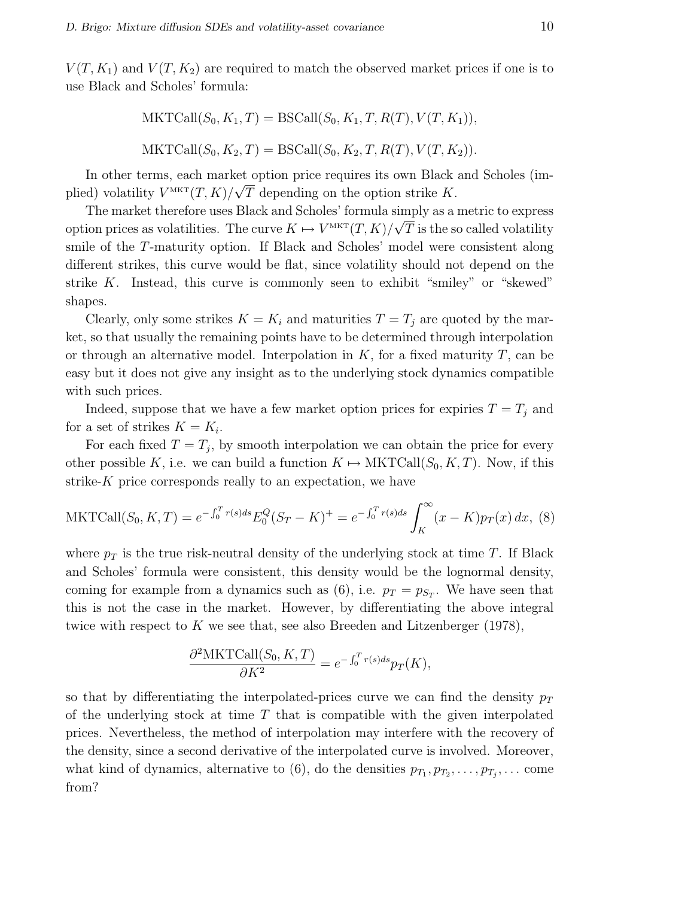$V(T, K_1)$ and $V(T, K_2)$ are required to match the observed market prices if one is to use Black and Scholes' formula:

$$\text{MKTCall}(S_0, K_1, T) = \text{BSCall}(S_0, K_1, T, R(T), V(T, K_1)),$$

$$\text{MKTCall}(S_0, K_2, T) = \text{BSCall}(S_0, K_2, T, R(T), V(T, K_2)).$$

In other terms, each market option price requires its own Black and Scholes (implied) volatility $V^{\text{MKT}}(T, K)/\sqrt{T}$ depending on the option strike $K$.

The market therefore uses Black and Scholes' formula simply as a metric to express option prices as volatilities. The curve $K \mapsto V^{\text{MKT}}(T, K)/\sqrt{T}$ is the so called volatility smile of the $T$-maturity option. If Black and Scholes' model were consistent along different strikes, this curve would be flat, since volatility should not depend on the strike $K$. Instead, this curve is commonly seen to exhibit "smiley" or "skewed" shapes.

Clearly, only some strikes $K = K_i$ and maturities $T = T_j$ are quoted by the market, so that usually the remaining points have to be determined through interpolation or through an alternative model. Interpolation in $K$, for a fixed maturity $T$, can be easy but it does not give any insight as to the underlying stock dynamics compatible with such prices.

Indeed, suppose that we have a few market option prices for expiries $T = T_j$ and for a set of strikes $K = K_i$.

For each fixed $T = T_j$, by smooth interpolation we can obtain the price for every other possible $K$, i.e. we can build a function $K \mapsto \text{MKTCall}(S_0, K, T)$. Now, if this strike-$K$ price corresponds really to an expectation, we have

$$\text{MKTCall}(S_0, K, T) = e^{-\int_0^T r(s)ds} E_0^Q (S_T - K)^+ = e^{-\int_0^T r(s)ds} \int_K^\infty (x - K) p_T(x)\, dx, \quad (8)$$

where $p_T$ is the true risk-neutral density of the underlying stock at time $T$. If Black and Scholes' formula were consistent, this density would be the lognormal density, coming for example from a dynamics such as (6), i.e. $p_T = p_{S_T}$. We have seen that this is not the case in the market. However, by differentiating the above integral twice with respect to $K$ we see that, see also Breeden and Litzenberger (1978),

$$\frac{\partial^2 \text{MKTCall}(S_0, K, T)}{\partial K^2} = e^{-\int_0^T r(s)ds} p_T(K),$$

so that by differentiating the interpolated-prices curve we can find the density $p_T$ of the underlying stock at time $T$ that is compatible with the given interpolated prices. Nevertheless, the method of interpolation may interfere with the recovery of the density, since a second derivative of the interpolated curve is involved. Moreover, what kind of dynamics, alternative to (6), do the densities $p_{T_1}, p_{T_2}, \ldots, p_{T_j}, \ldots$ come from?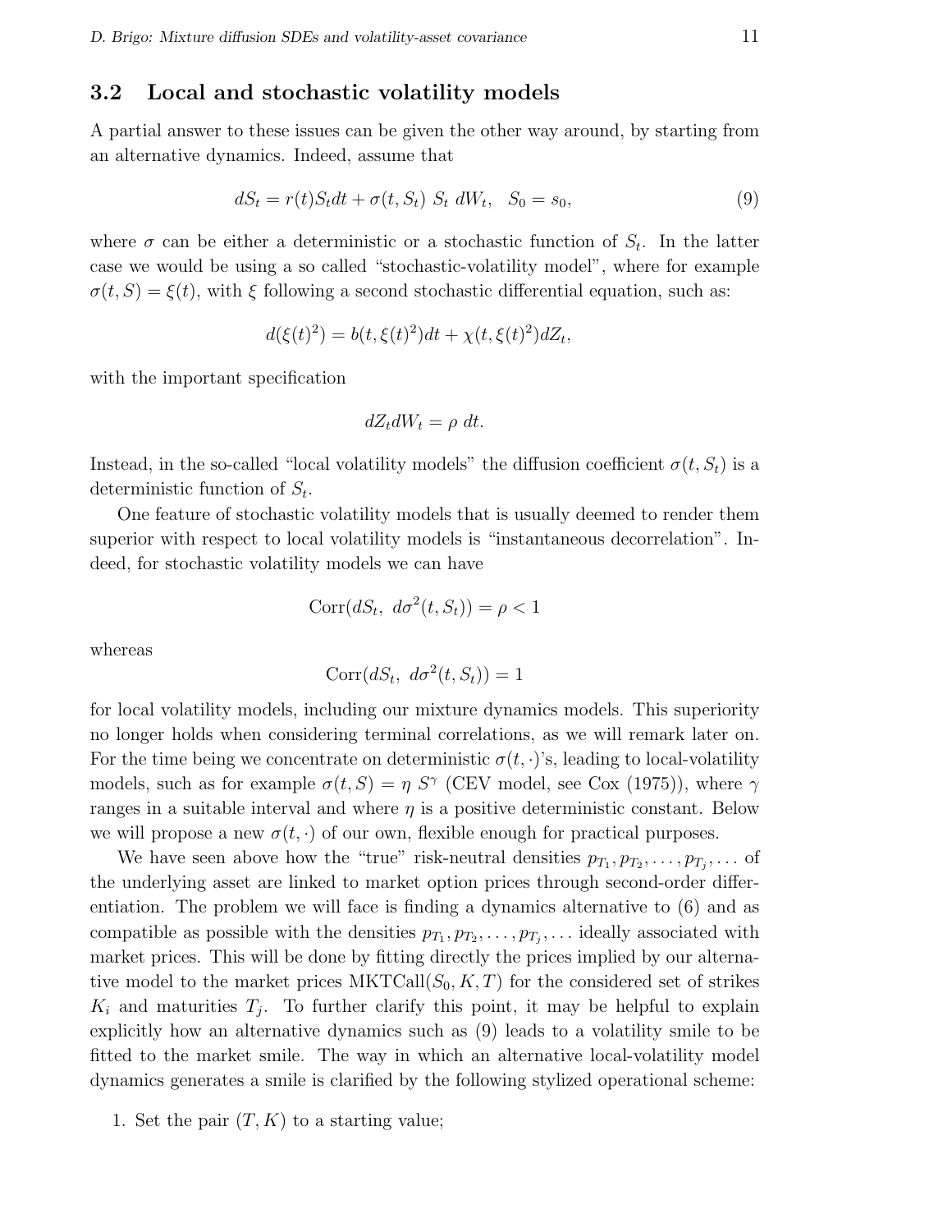## 3.2 Local and stochastic volatility models

A partial answer to these issues can be given the other way around, by starting from an alternative dynamics. Indeed, assume that

$$dS_t = r(t)S_t dt + \sigma(t, S_t)\ S_t\ dW_t, \quad S_0 = s_0, \tag{9}$$

where $\sigma$ can be either a deterministic or a stochastic function of $S_t$. In the latter case we would be using a so called "stochastic-volatility model", where for example $\sigma(t, S) = \xi(t)$, with $\xi$ following a second stochastic differential equation, such as:

$$d(\xi(t)^2) = b(t, \xi(t)^2)dt + \chi(t, \xi(t)^2)dZ_t,$$

with the important specification

$$dZ_t dW_t = \rho\ dt.$$

Instead, in the so-called "local volatility models" the diffusion coefficient $\sigma(t, S_t)$ is a deterministic function of $S_t$.

One feature of stochastic volatility models that is usually deemed to render them superior with respect to local volatility models is "instantaneous decorrelation". Indeed, for stochastic volatility models we can have

$$\mathrm{Corr}(dS_t,\ d\sigma^2(t, S_t)) = \rho < 1$$

whereas

$$\mathrm{Corr}(dS_t,\ d\sigma^2(t, S_t)) = 1$$

for local volatility models, including our mixture dynamics models. This superiority no longer holds when considering terminal correlations, as we will remark later on. For the time being we concentrate on deterministic $\sigma(t, \cdot)$'s, leading to local-volatility models, such as for example $\sigma(t, S) = \eta\ S^{\gamma}$ (CEV model, see Cox (1975)), where $\gamma$ ranges in a suitable interval and where $\eta$ is a positive deterministic constant. Below we will propose a new $\sigma(t, \cdot)$ of our own, flexible enough for practical purposes.

We have seen above how the "true" risk-neutral densities $p_{T_1}, p_{T_2}, \ldots, p_{T_j}, \ldots$ of the underlying asset are linked to market option prices through second-order differentiation. The problem we will face is finding a dynamics alternative to (6) and as compatible as possible with the densities $p_{T_1}, p_{T_2}, \ldots, p_{T_j}, \ldots$ ideally associated with market prices. This will be done by fitting directly the prices implied by our alternative model to the market prices $\mathrm{MKTCall}(S_0, K, T)$ for the considered set of strikes $K_i$ and maturities $T_j$. To further clarify this point, it may be helpful to explain explicitly how an alternative dynamics such as (9) leads to a volatility smile to be fitted to the market smile. The way in which an alternative local-volatility model dynamics generates a smile is clarified by the following stylized operational scheme:

1. Set the pair $(T, K)$ to a starting value;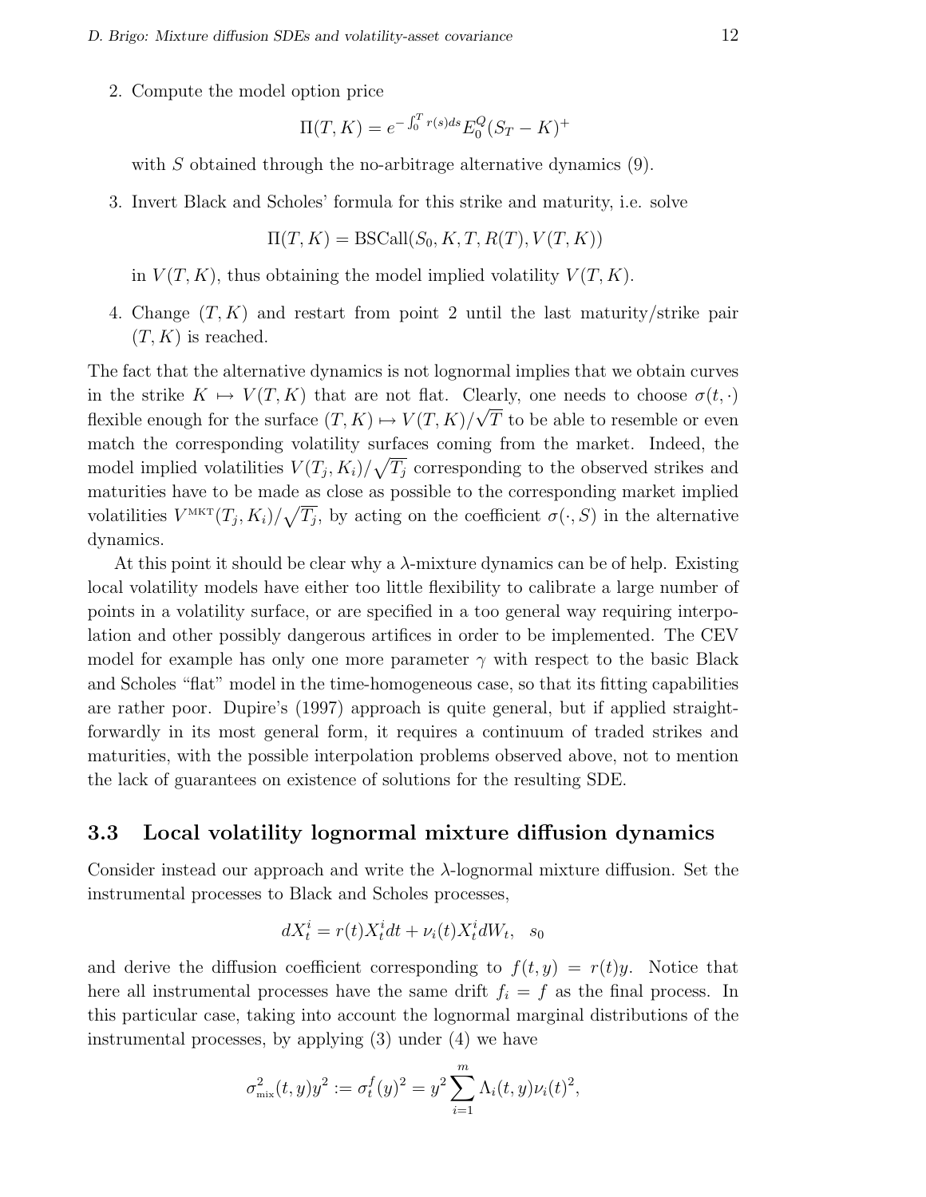2. Compute the model option price

$$\Pi(T,K) = e^{-\int_0^T r(s)ds} E_0^Q (S_T - K)^+$$

with $S$ obtained through the no-arbitrage alternative dynamics (9).

3. Invert Black and Scholes' formula for this strike and maturity, i.e. solve

$$\Pi(T,K) = \text{BSCall}(S_0, K, T, R(T), V(T,K))$$

in $V(T,K)$, thus obtaining the model implied volatility $V(T,K)$.

4. Change $(T,K)$ and restart from point 2 until the last maturity/strike pair $(T,K)$ is reached.

The fact that the alternative dynamics is not lognormal implies that we obtain curves in the strike $K \mapsto V(T,K)$ that are not flat. Clearly, one needs to choose $\sigma(t,\cdot)$ flexible enough for the surface $(T,K) \mapsto V(T,K)/\sqrt{T}$ to be able to resemble or even match the corresponding volatility surfaces coming from the market. Indeed, the model implied volatilities $V(T_j,K_i)/\sqrt{T_j}$ corresponding to the observed strikes and maturities have to be made as close as possible to the corresponding market implied volatilities $V^{\text{MKT}}(T_j,K_i)/\sqrt{T_j}$, by acting on the coefficient $\sigma(\cdot,S)$ in the alternative dynamics.

At this point it should be clear why a $\lambda$-mixture dynamics can be of help. Existing local volatility models have either too little flexibility to calibrate a large number of points in a volatility surface, or are specified in a too general way requiring interpolation and other possibly dangerous artifices in order to be implemented. The CEV model for example has only one more parameter $\gamma$ with respect to the basic Black and Scholes "flat" model in the time-homogeneous case, so that its fitting capabilities are rather poor. Dupire's (1997) approach is quite general, but if applied straightforwardly in its most general form, it requires a continuum of traded strikes and maturities, with the possible interpolation problems observed above, not to mention the lack of guarantees on existence of solutions for the resulting SDE.

### 3.3 Local volatility lognormal mixture diffusion dynamics

Consider instead our approach and write the $\lambda$-lognormal mixture diffusion. Set the instrumental processes to Black and Scholes processes,

$$dX_t^i = r(t)X_t^i dt + \nu_i(t)X_t^i dW_t, \quad s_0$$

and derive the diffusion coefficient corresponding to $f(t,y) = r(t)y$. Notice that here all instrumental processes have the same drift $f_i = f$ as the final process. In this particular case, taking into account the lognormal marginal distributions of the instrumental processes, by applying (3) under (4) we have

$$\sigma^2_{\text{mix}}(t,y)y^2 := \sigma_t^f(y)^2 = y^2 \sum_{i=1}^m \Lambda_i(t,y)\nu_i(t)^2,$$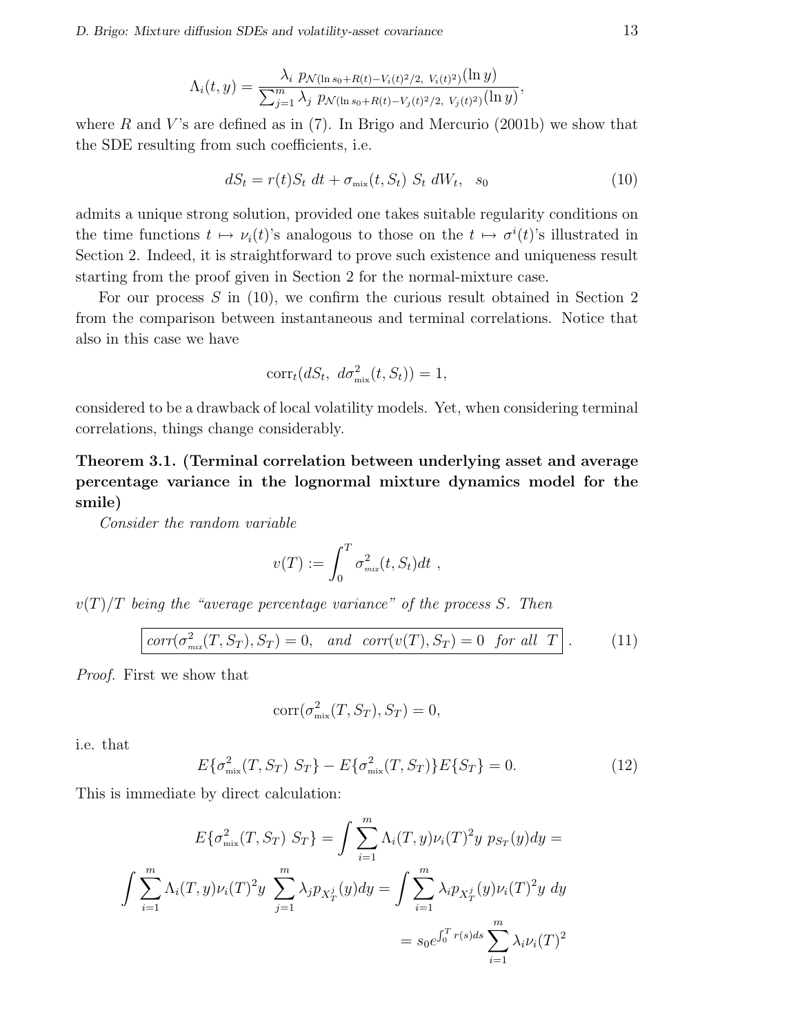$$\Lambda_i(t,y) = \frac{\lambda_i \; p_{\mathcal{N}(\ln s_0 + R(t) - V_i(t)^2/2,\; V_i(t)^2)}(\ln y)}{\sum_{j=1}^m \lambda_j \; p_{\mathcal{N}(\ln s_0 + R(t) - V_j(t)^2/2,\; V_j(t)^2)}(\ln y)},$$

where $R$ and $V$'s are defined as in (7). In Brigo and Mercurio (2001b) we show that the SDE resulting from such coefficients, i.e.

$$dS_t = r(t) S_t \; dt + \sigma_{\text{mix}}(t, S_t) \; S_t \; dW_t, \quad s_0 \tag{10}$$

admits a unique strong solution, provided one takes suitable regularity conditions on the time functions $t \mapsto \nu_i(t)$'s analogous to those on the $t \mapsto \sigma^i(t)$'s illustrated in Section 2. Indeed, it is straightforward to prove such existence and uniqueness result starting from the proof given in Section 2 for the normal-mixture case.

For our process $S$ in (10), we confirm the curious result obtained in Section 2 from the comparison between instantaneous and terminal correlations. Notice that also in this case we have

$$\text{corr}_t(dS_t, \; d\sigma^2_{\text{mix}}(t, S_t)) = 1,$$

considered to be a drawback of local volatility models. Yet, when considering terminal correlations, things change considerably.

**Theorem 3.1. (Terminal correlation between underlying asset and average percentage variance in the lognormal mixture dynamics model for the smile)**

*Consider the random variable*

$$v(T) := \int_0^T \sigma^2_{\text{mix}}(t, S_t) dt \; ,$$

$v(T)/T$ *being the "average percentage variance" of the process* $S$. *Then*

$$\boxed{\text{corr}(\sigma^2_{\text{mix}}(T, S_T), S_T) = 0, \quad \text{and} \quad \text{corr}(v(T), S_T) = 0 \quad \text{for all } T} \; . \tag{11}$$

*Proof.* First we show that

$$\text{corr}(\sigma^2_{\text{mix}}(T, S_T), S_T) = 0,$$

i.e. that

$$E\{\sigma^2_{\text{mix}}(T, S_T) \; S_T\} - E\{\sigma^2_{\text{mix}}(T, S_T)\} E\{S_T\} = 0. \tag{12}$$

This is immediate by direct calculation:

$$E\{\sigma^2_{\text{mix}}(T, S_T) \; S_T\} = \int \sum_{i=1}^m \Lambda_i(T, y) \nu_i(T)^2 y \; p_{S_T}(y) dy =$$

$$\int \sum_{i=1}^m \Lambda_i(T, y) \nu_i(T)^2 y \; \sum_{j=1}^m \lambda_j p_{X_T^j}(y) dy = \int \sum_{i=1}^m \lambda_i p_{X_T^i}(y) \nu_i(T)^2 y \; dy$$

$$= s_0 e^{\int_0^T r(s) ds} \sum_{i=1}^m \lambda_i \nu_i(T)^2$$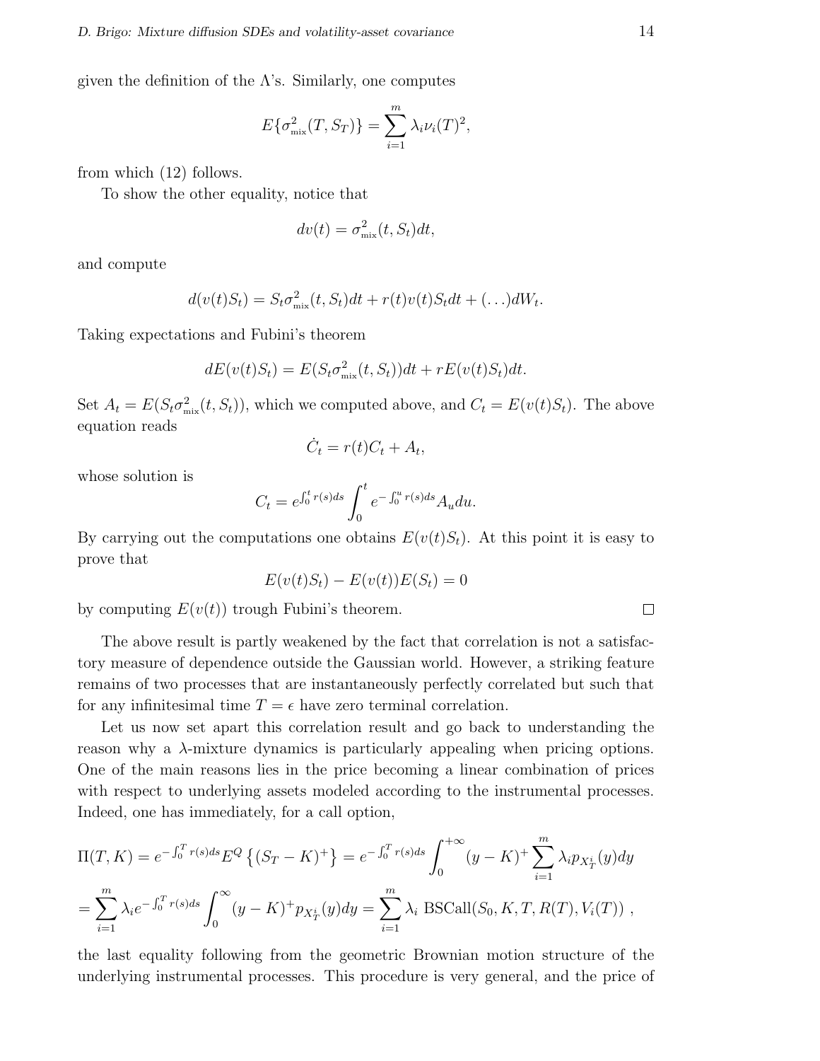given the definition of the $\Lambda$'s. Similarly, one computes

$$E\{\sigma^2_{\text{mix}}(T, S_T)\} = \sum_{i=1}^{m} \lambda_i \nu_i(T)^2,$$

from which (12) follows.

To show the other equality, notice that

$$dv(t) = \sigma^2_{\text{mix}}(t, S_t)dt,$$

and compute

$$d(v(t)S_t) = S_t \sigma^2_{\text{mix}}(t, S_t)dt + r(t)v(t)S_t dt + (\ldots)dW_t.$$

Taking expectations and Fubini's theorem

$$dE(v(t)S_t) = E(S_t \sigma^2_{\text{mix}}(t, S_t))dt + rE(v(t)S_t)dt.$$

Set $A_t = E(S_t \sigma^2_{\text{mix}}(t, S_t))$, which we computed above, and $C_t = E(v(t)S_t)$. The above equation reads

$$\dot{C}_t = r(t)C_t + A_t,$$

whose solution is

$$C_t = e^{\int_0^t r(s)ds} \int_0^t e^{-\int_0^u r(s)ds} A_u du.$$

By carrying out the computations one obtains $E(v(t)S_t)$. At this point it is easy to prove that

$$E(v(t)S_t) - E(v(t))E(S_t) = 0$$

by computing $E(v(t))$ trough Fubini's theorem. $\square$

The above result is partly weakened by the fact that correlation is not a satisfactory measure of dependence outside the Gaussian world. However, a striking feature remains of two processes that are instantaneously perfectly correlated but such that for any infinitesimal time $T = \epsilon$ have zero terminal correlation.

Let us now set apart this correlation result and go back to understanding the reason why a $\lambda$-mixture dynamics is particularly appealing when pricing options. One of the main reasons lies in the price becoming a linear combination of prices with respect to underlying assets modeled according to the instrumental processes. Indeed, one has immediately, for a call option,

$$\Pi(T, K) = e^{-\int_0^T r(s)ds} E^Q\left\{(S_T - K)^+\right\} = e^{-\int_0^T r(s)ds} \int_0^{+\infty} (y - K)^+ \sum_{i=1}^{m} \lambda_i p_{X_T^i}(y) dy$$

$$= \sum_{i=1}^{m} \lambda_i e^{-\int_0^T r(s)ds} \int_0^{\infty} (y - K)^+ p_{X_T^i}(y) dy = \sum_{i=1}^{m} \lambda_i \ \text{BSCall}(S_0, K, T, R(T), V_i(T)) \ ,$$

the last equality following from the geometric Brownian motion structure of the underlying instrumental processes. This procedure is very general, and the price of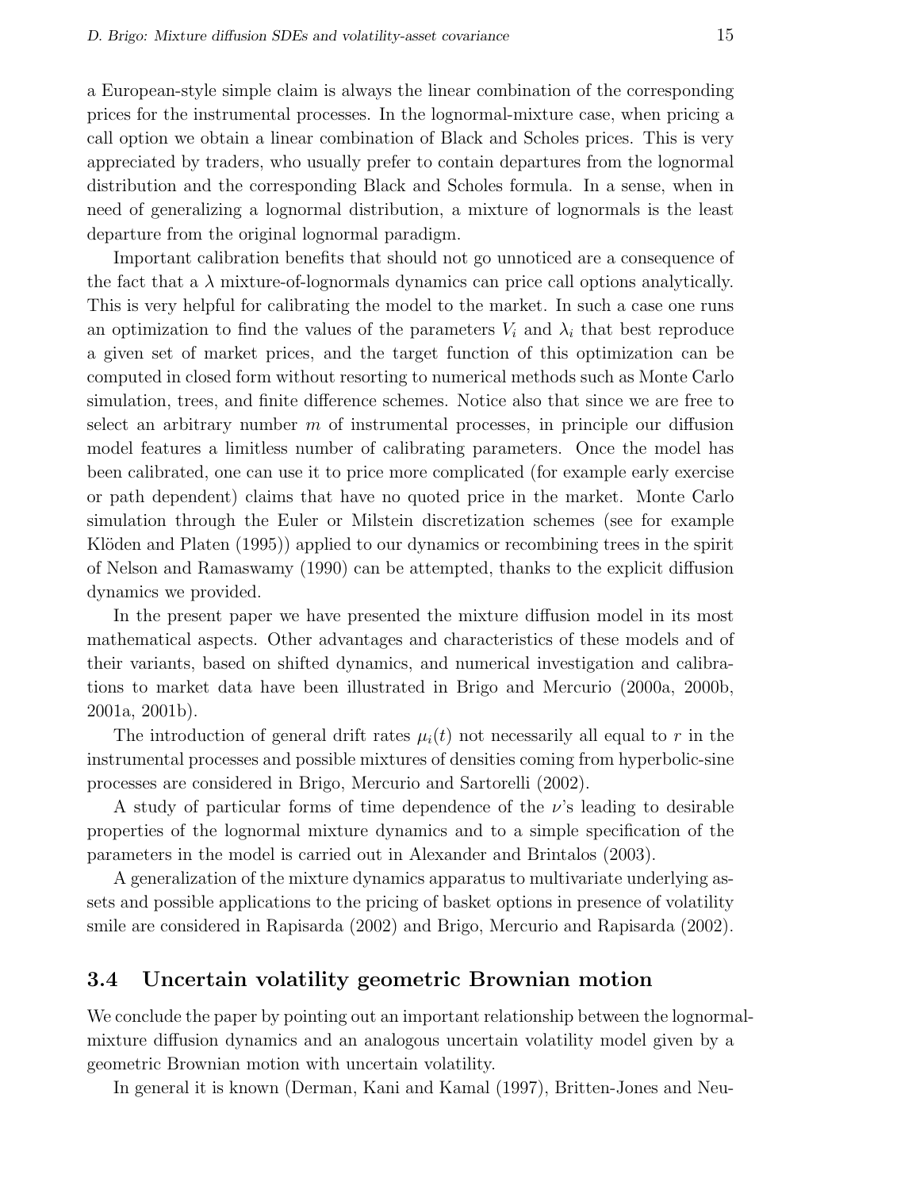a European-style simple claim is always the linear combination of the corresponding prices for the instrumental processes. In the lognormal-mixture case, when pricing a call option we obtain a linear combination of Black and Scholes prices. This is very appreciated by traders, who usually prefer to contain departures from the lognormal distribution and the corresponding Black and Scholes formula. In a sense, when in need of generalizing a lognormal distribution, a mixture of lognormals is the least departure from the original lognormal paradigm.

Important calibration benefits that should not go unnoticed are a consequence of the fact that a $\lambda$ mixture-of-lognormals dynamics can price call options analytically. This is very helpful for calibrating the model to the market. In such a case one runs an optimization to find the values of the parameters $V_i$ and $\lambda_i$ that best reproduce a given set of market prices, and the target function of this optimization can be computed in closed form without resorting to numerical methods such as Monte Carlo simulation, trees, and finite difference schemes. Notice also that since we are free to select an arbitrary number $m$ of instrumental processes, in principle our diffusion model features a limitless number of calibrating parameters. Once the model has been calibrated, one can use it to price more complicated (for example early exercise or path dependent) claims that have no quoted price in the market. Monte Carlo simulation through the Euler or Milstein discretization schemes (see for example Klöden and Platen (1995)) applied to our dynamics or recombining trees in the spirit of Nelson and Ramaswamy (1990) can be attempted, thanks to the explicit diffusion dynamics we provided.

In the present paper we have presented the mixture diffusion model in its most mathematical aspects. Other advantages and characteristics of these models and of their variants, based on shifted dynamics, and numerical investigation and calibrations to market data have been illustrated in Brigo and Mercurio (2000a, 2000b, 2001a, 2001b).

The introduction of general drift rates $\mu_i(t)$ not necessarily all equal to $r$ in the instrumental processes and possible mixtures of densities coming from hyperbolic-sine processes are considered in Brigo, Mercurio and Sartorelli (2002).

A study of particular forms of time dependence of the $\nu$'s leading to desirable properties of the lognormal mixture dynamics and to a simple specification of the parameters in the model is carried out in Alexander and Brintalos (2003).

A generalization of the mixture dynamics apparatus to multivariate underlying assets and possible applications to the pricing of basket options in presence of volatility smile are considered in Rapisarda (2002) and Brigo, Mercurio and Rapisarda (2002).

### 3.4 Uncertain volatility geometric Brownian motion

We conclude the paper by pointing out an important relationship between the lognormal-mixture diffusion dynamics and an analogous uncertain volatility model given by a geometric Brownian motion with uncertain volatility.

In general it is known (Derman, Kani and Kamal (1997), Britten-Jones and Neu-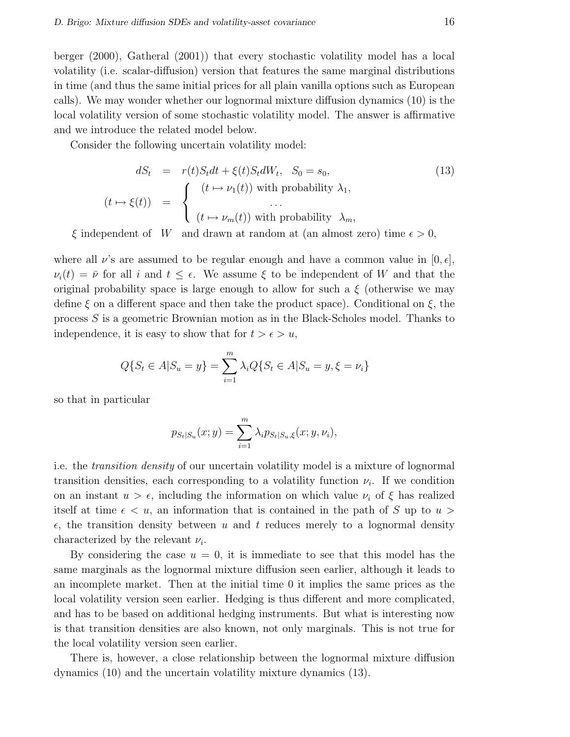berger (2000), Gatheral (2001)) that every stochastic volatility model has a local volatility (i.e. scalar-diffusion) version that features the same marginal distributions in time (and thus the same initial prices for all plain vanilla options such as European calls). We may wonder whether our lognormal mixture diffusion dynamics (10) is the local volatility version of some stochastic volatility model. The answer is affirmative and we introduce the related model below.

Consider the following uncertain volatility model:

$$
\begin{aligned}
dS_t &= r(t)S_t dt + \xi(t) S_t dW_t, \quad S_0 = s_0, \qquad (13)\\
(t \mapsto \xi(t)) &= \begin{cases} (t \mapsto \nu_1(t)) \text{ with probability } \lambda_1, \\ \quad\quad\quad \cdots \\ (t \mapsto \nu_m(t)) \text{ with probability } \lambda_m, \end{cases}
\end{aligned}
$$

$\xi$ independent of $W$ and drawn at random at (an almost zero) time $\epsilon > 0$,

where all $\nu$'s are assumed to be regular enough and have a common value in $[0, \epsilon]$, $\nu_i(t) = \bar{\nu}$ for all $i$ and $t \leq \epsilon$. We assume $\xi$ to be independent of $W$ and that the original probability space is large enough to allow for such a $\xi$ (otherwise we may define $\xi$ on a different space and then take the product space). Conditional on $\xi$, the process $S$ is a geometric Brownian motion as in the Black-Scholes model. Thanks to independence, it is easy to show that for $t > \epsilon > u$,

$$
Q\{S_t \in A | S_u = y\} = \sum_{i=1}^{m} \lambda_i Q\{S_t \in A | S_u = y, \xi = \nu_i\}
$$

so that in particular

$$
p_{S_t|S_u}(x; y) = \sum_{i=1}^{m} \lambda_i p_{S_t|S_u,\xi}(x; y, \nu_i),
$$

i.e. the *transition density* of our uncertain volatility model is a mixture of lognormal transition densities, each corresponding to a volatility function $\nu_i$. If we condition on an instant $u > \epsilon$, including the information on which value $\nu_i$ of $\xi$ has realized itself at time $\epsilon < u$, an information that is contained in the path of $S$ up to $u > \epsilon$, the transition density between $u$ and $t$ reduces merely to a lognormal density characterized by the relevant $\nu_i$.

By considering the case $u = 0$, it is immediate to see that this model has the same marginals as the lognormal mixture diffusion seen earlier, although it leads to an incomplete market. Then at the initial time 0 it implies the same prices as the local volatility version seen earlier. Hedging is thus different and more complicated, and has to be based on additional hedging instruments. But what is interesting now is that transition densities are also known, not only marginals. This is not true for the local volatility version seen earlier.

There is, however, a close relationship between the lognormal mixture diffusion dynamics (10) and the uncertain volatility mixture dynamics (13).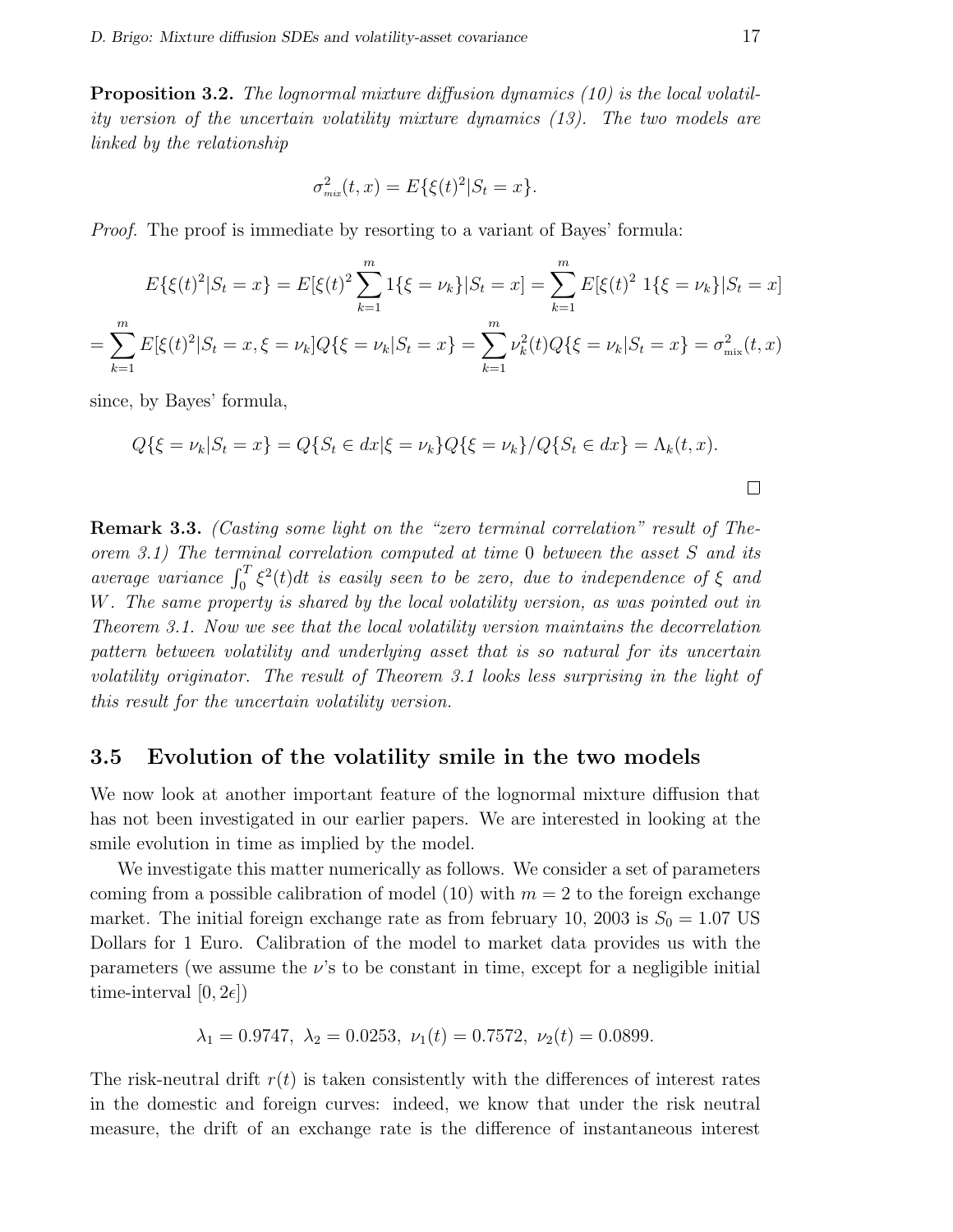**Proposition 3.2.** *The lognormal mixture diffusion dynamics (10) is the local volatility version of the uncertain volatility mixture dynamics (13). The two models are linked by the relationship*

$$\sigma^2_{_{mix}}(t,x) = E\{\xi(t)^2 | S_t = x\}.$$

*Proof.* The proof is immediate by resorting to a variant of Bayes' formula:

$$E\{\xi(t)^2|S_t = x\} = E[\xi(t)^2 \sum_{k=1}^{m} 1\{\xi = \nu_k\}|S_t = x] = \sum_{k=1}^{m} E[\xi(t)^2 \; 1\{\xi = \nu_k\}|S_t = x]$$

$$= \sum_{k=1}^{m} E[\xi(t)^2|S_t = x, \xi = \nu_k] Q\{\xi = \nu_k | S_t = x\} = \sum_{k=1}^{m} \nu_k^2(t) Q\{\xi = \nu_k|S_t = x\} = \sigma^2_{\text{mix}}(t,x)$$

since, by Bayes' formula,

$$Q\{\xi = \nu_k | S_t = x\} = Q\{S_t \in dx | \xi = \nu_k\} Q\{\xi = \nu_k\} / Q\{S_t \in dx\} = \Lambda_k(t,x).$$

□

**Remark 3.3.** *(Casting some light on the "zero terminal correlation" result of Theorem 3.1) The terminal correlation computed at time 0 between the asset $S$ and its average variance $\int_0^T \xi^2(t)dt$ is easily seen to be zero, due to independence of $\xi$ and $W$. The same property is shared by the local volatility version, as was pointed out in Theorem 3.1. Now we see that the local volatility version maintains the decorrelation pattern between volatility and underlying asset that is so natural for its uncertain volatility originator. The result of Theorem 3.1 looks less surprising in the light of this result for the uncertain volatility version.*

## 3.5 Evolution of the volatility smile in the two models

We now look at another important feature of the lognormal mixture diffusion that has not been investigated in our earlier papers. We are interested in looking at the smile evolution in time as implied by the model.

We investigate this matter numerically as follows. We consider a set of parameters coming from a possible calibration of model (10) with $m = 2$ to the foreign exchange market. The initial foreign exchange rate as from february 10, 2003 is $S_0 = 1.07$ US Dollars for 1 Euro. Calibration of the model to market data provides us with the parameters (we assume the $\nu$'s to be constant in time, except for a negligible initial time-interval $[0, 2\epsilon]$)

$$\lambda_1 = 0.9747, \;\; \lambda_2 = 0.0253, \;\; \nu_1(t) = 0.7572, \;\; \nu_2(t) = 0.0899.$$

The risk-neutral drift $r(t)$ is taken consistently with the differences of interest rates in the domestic and foreign curves: indeed, we know that under the risk neutral measure, the drift of an exchange rate is the difference of instantaneous interest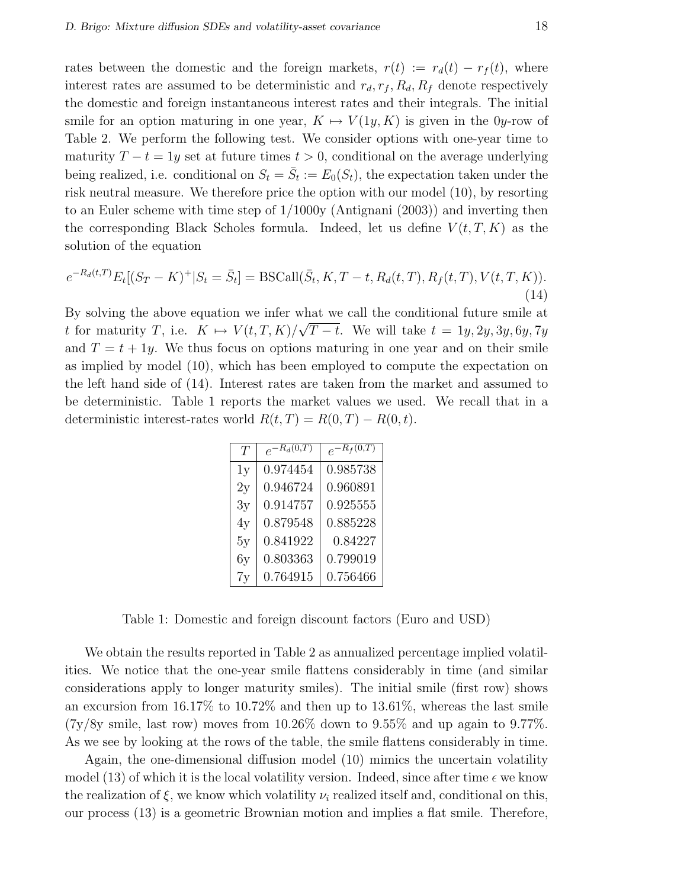rates between the domestic and the foreign markets, $r(t) := r_d(t) - r_f(t)$, where interest rates are assumed to be deterministic and $r_d, r_f, R_d, R_f$ denote respectively the domestic and foreign instantaneous interest rates and their integrals. The initial smile for an option maturing in one year, $K \mapsto V(1y, K)$ is given in the 0$y$-row of Table 2. We perform the following test. We consider options with one-year time to maturity $T - t = 1y$ set at future times $t > 0$, conditional on the average underlying being realized, i.e. conditional on $S_t = \bar{S}_t := E_0(S_t)$, the expectation taken under the risk neutral measure. We therefore price the option with our model (10), by resorting to an Euler scheme with time step of 1/1000y (Antignani (2003)) and inverting then the corresponding Black Scholes formula. Indeed, let us define $V(t, T, K)$ as the solution of the equation

$$e^{-R_d(t,T)} E_t[(S_T - K)^+ | S_t = \bar{S}_t] = \text{BSCall}(\bar{S}_t, K, T - t, R_d(t, T), R_f(t, T), V(t, T, K)). \tag{14}$$

By solving the above equation we infer what we call the conditional future smile at $t$ for maturity $T$, i.e. $K \mapsto V(t, T, K)/\sqrt{T - t}$. We will take $t = 1y, 2y, 3y, 6y, 7y$ and $T = t + 1y$. We thus focus on options maturing in one year and on their smile as implied by model (10), which has been employed to compute the expectation on the left hand side of (14). Interest rates are taken from the market and assumed to be deterministic. Table 1 reports the market values we used. We recall that in a deterministic interest-rates world $R(t, T) = R(0, T) - R(0, t)$.

| $T$ | $e^{-R_d(0,T)}$ | $e^{-R_f(0,T)}$ |
|---|---|---|
| 1y | 0.974454 | 0.985738 |
| 2y | 0.946724 | 0.960891 |
| 3y | 0.914757 | 0.925555 |
| 4y | 0.879548 | 0.885228 |
| 5y | 0.841922 | 0.84227 |
| 6y | 0.803363 | 0.799019 |
| 7y | 0.764915 | 0.756466 |

Table 1: Domestic and foreign discount factors (Euro and USD)

We obtain the results reported in Table 2 as annualized percentage implied volatilities. We notice that the one-year smile flattens considerably in time (and similar considerations apply to longer maturity smiles). The initial smile (first row) shows an excursion from 16.17% to 10.72% and then up to 13.61%, whereas the last smile (7y/8y smile, last row) moves from 10.26% down to 9.55% and up again to 9.77%. As we see by looking at the rows of the table, the smile flattens considerably in time.

Again, the one-dimensional diffusion model (10) mimics the uncertain volatility model (13) of which it is the local volatility version. Indeed, since after time $\epsilon$ we know the realization of $\xi$, we know which volatility $\nu_i$ realized itself and, conditional on this, our process (13) is a geometric Brownian motion and implies a flat smile. Therefore,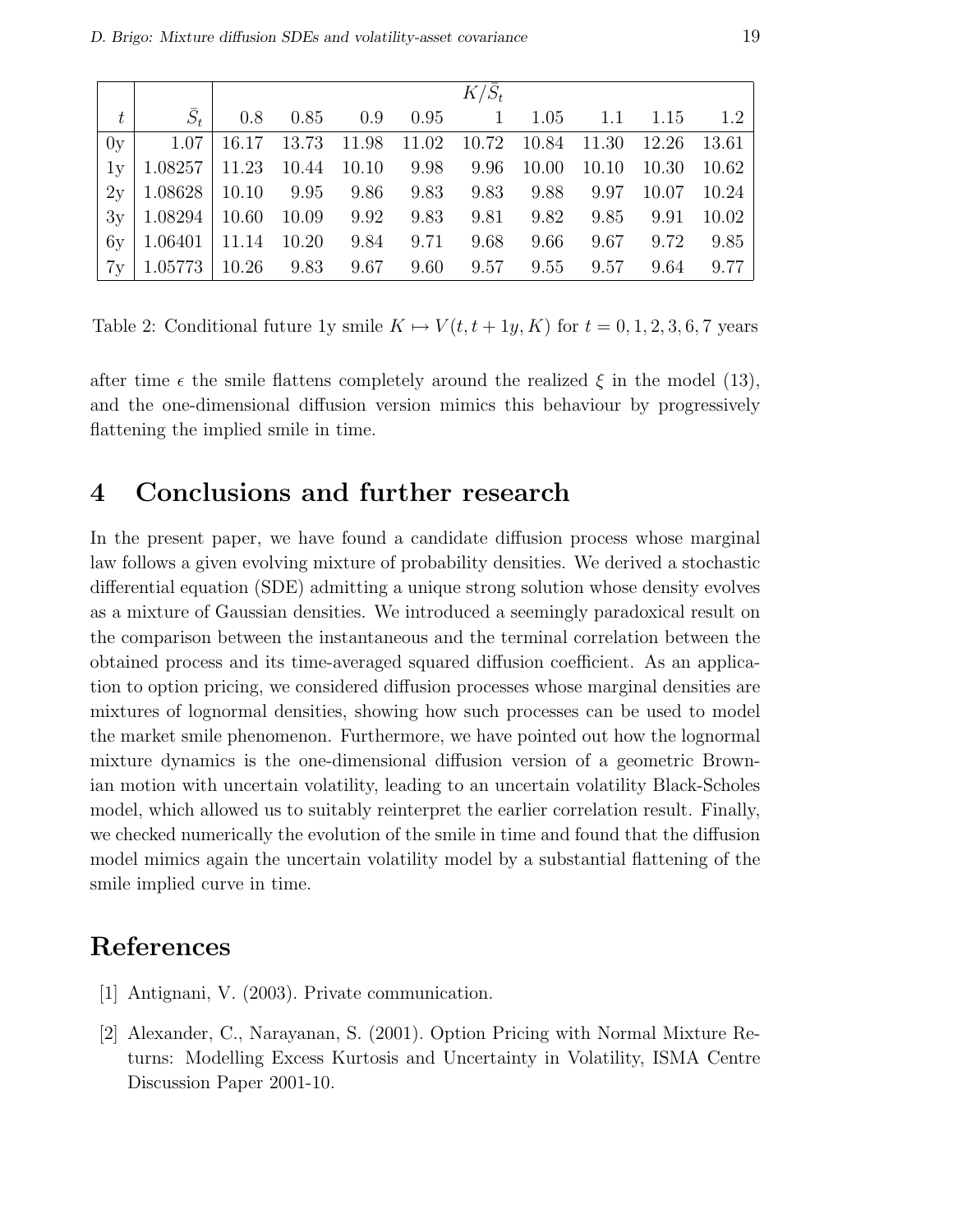| $t$ | $\bar{S}_t$ | $K/\bar{S}_t$ | | | | | | | | |
|---|---|---|---|---|---|---|---|---|---|---|
| | | 0.8 | 0.85 | 0.9 | 0.95 | 1 | 1.05 | 1.1 | 1.15 | 1.2 |
| 0y | 1.07 | 16.17 | 13.73 | 11.98 | 11.02 | 10.72 | 10.84 | 11.30 | 12.26 | 13.61 |
| 1y | 1.08257 | 11.23 | 10.44 | 10.10 | 9.98 | 9.96 | 10.00 | 10.10 | 10.30 | 10.62 |
| 2y | 1.08628 | 10.10 | 9.95 | 9.86 | 9.83 | 9.83 | 9.88 | 9.97 | 10.07 | 10.24 |
| 3y | 1.08294 | 10.60 | 10.09 | 9.92 | 9.83 | 9.81 | 9.82 | 9.85 | 9.91 | 10.02 |
| 6y | 1.06401 | 11.14 | 10.20 | 9.84 | 9.71 | 9.68 | 9.66 | 9.67 | 9.72 | 9.85 |
| 7y | 1.05773 | 10.26 | 9.83 | 9.67 | 9.60 | 9.57 | 9.55 | 9.57 | 9.64 | 9.77 |

Table 2: Conditional future 1y smile $K \mapsto V(t, t + 1y, K)$ for $t = 0, 1, 2, 3, 6, 7$ years

after time $\epsilon$ the smile flattens completely around the realized $\xi$ in the model (13), and the one-dimensional diffusion version mimics this behaviour by progressively flattening the implied smile in time.

## 4 Conclusions and further research

In the present paper, we have found a candidate diffusion process whose marginal law follows a given evolving mixture of probability densities. We derived a stochastic differential equation (SDE) admitting a unique strong solution whose density evolves as a mixture of Gaussian densities. We introduced a seemingly paradoxical result on the comparison between the instantaneous and the terminal correlation between the obtained process and its time-averaged squared diffusion coefficient. As an application to option pricing, we considered diffusion processes whose marginal densities are mixtures of lognormal densities, showing how such processes can be used to model the market smile phenomenon. Furthermore, we have pointed out how the lognormal mixture dynamics is the one-dimensional diffusion version of a geometric Brownian motion with uncertain volatility, leading to an uncertain volatility Black-Scholes model, which allowed us to suitably reinterpret the earlier correlation result. Finally, we checked numerically the evolution of the smile in time and found that the diffusion model mimics again the uncertain volatility model by a substantial flattening of the smile implied curve in time.

## References

[1] Antignani, V. (2003). Private communication.

[2] Alexander, C., Narayanan, S. (2001). Option Pricing with Normal Mixture Returns: Modelling Excess Kurtosis and Uncertainty in Volatility, ISMA Centre Discussion Paper 2001-10.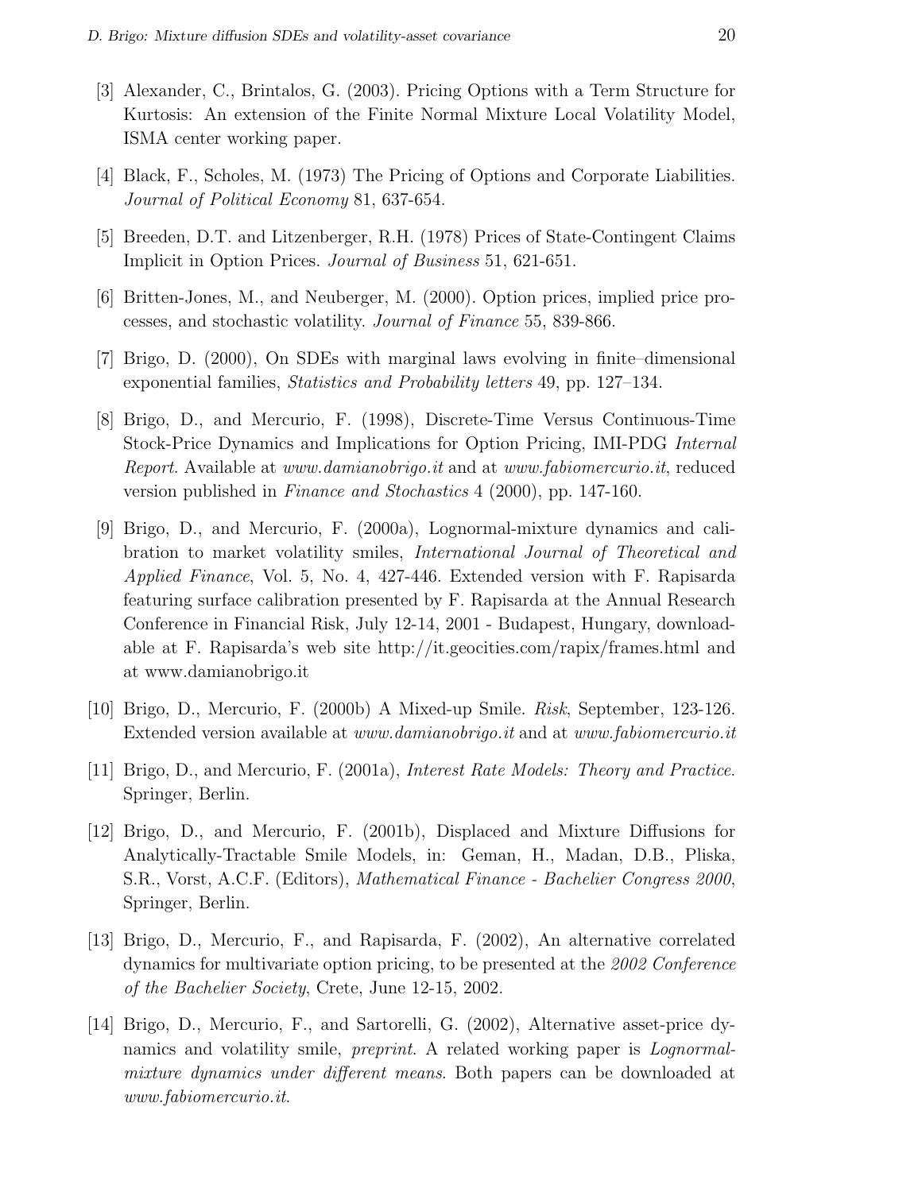[3] Alexander, C., Brintalos, G. (2003). Pricing Options with a Term Structure for Kurtosis: An extension of the Finite Normal Mixture Local Volatility Model, ISMA center working paper.

[4] Black, F., Scholes, M. (1973) The Pricing of Options and Corporate Liabilities. *Journal of Political Economy* 81, 637-654.

[5] Breeden, D.T. and Litzenberger, R.H. (1978) Prices of State-Contingent Claims Implicit in Option Prices. *Journal of Business* 51, 621-651.

[6] Britten-Jones, M., and Neuberger, M. (2000). Option prices, implied price processes, and stochastic volatility. *Journal of Finance* 55, 839-866.

[7] Brigo, D. (2000), On SDEs with marginal laws evolving in finite–dimensional exponential families, *Statistics and Probability letters* 49, pp. 127–134.

[8] Brigo, D., and Mercurio, F. (1998), Discrete-Time Versus Continuous-Time Stock-Price Dynamics and Implications for Option Pricing, IMI-PDG *Internal Report*. Available at *www.damianobrigo.it* and at *www.fabiomercurio.it*, reduced version published in *Finance and Stochastics* 4 (2000), pp. 147-160.

[9] Brigo, D., and Mercurio, F. (2000a), Lognormal-mixture dynamics and calibration to market volatility smiles, *International Journal of Theoretical and Applied Finance*, Vol. 5, No. 4, 427-446. Extended version with F. Rapisarda featuring surface calibration presented by F. Rapisarda at the Annual Research Conference in Financial Risk, July 12-14, 2001 - Budapest, Hungary, downloadable at F. Rapisarda's web site http://it.geocities.com/rapix/frames.html and at www.damianobrigo.it

[10] Brigo, D., Mercurio, F. (2000b) A Mixed-up Smile. *Risk*, September, 123-126. Extended version available at *www.damianobrigo.it* and at *www.fabiomercurio.it*

[11] Brigo, D., and Mercurio, F. (2001a), *Interest Rate Models: Theory and Practice*. Springer, Berlin.

[12] Brigo, D., and Mercurio, F. (2001b), Displaced and Mixture Diffusions for Analytically-Tractable Smile Models, in: Geman, H., Madan, D.B., Pliska, S.R., Vorst, A.C.F. (Editors), *Mathematical Finance - Bachelier Congress 2000*, Springer, Berlin.

[13] Brigo, D., Mercurio, F., and Rapisarda, F. (2002), An alternative correlated dynamics for multivariate option pricing, to be presented at the *2002 Conference of the Bachelier Society*, Crete, June 12-15, 2002.

[14] Brigo, D., Mercurio, F., and Sartorelli, G. (2002), Alternative asset-price dynamics and volatility smile, *preprint*. A related working paper is *Lognormal-mixture dynamics under different means*. Both papers can be downloaded at *www.fabiomercurio.it*.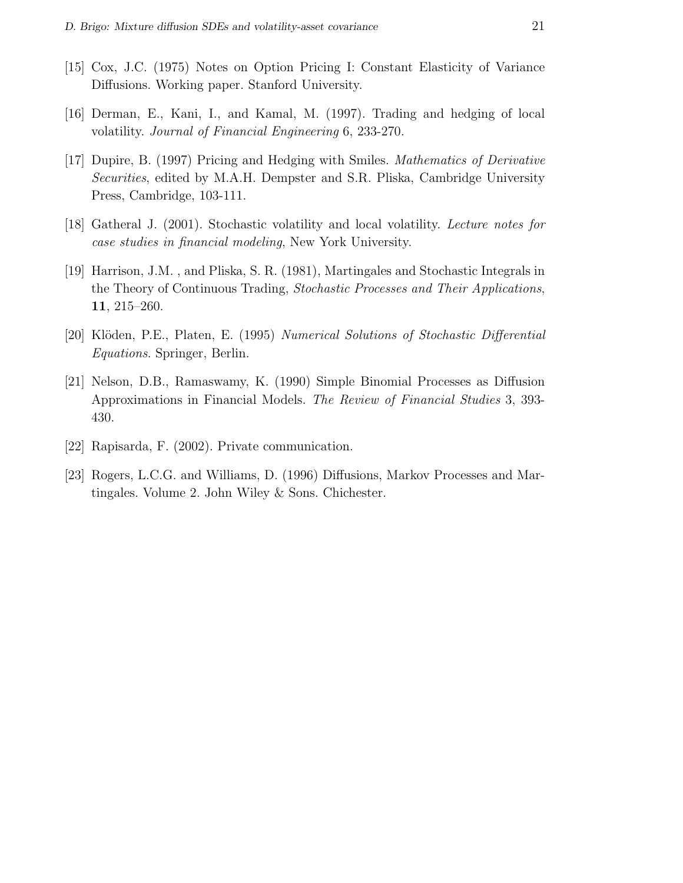[15] Cox, J.C. (1975) Notes on Option Pricing I: Constant Elasticity of Variance Diffusions. Working paper. Stanford University.

[16] Derman, E., Kani, I., and Kamal, M. (1997). Trading and hedging of local volatility. *Journal of Financial Engineering* 6, 233-270.

[17] Dupire, B. (1997) Pricing and Hedging with Smiles. *Mathematics of Derivative Securities*, edited by M.A.H. Dempster and S.R. Pliska, Cambridge University Press, Cambridge, 103-111.

[18] Gatheral J. (2001). Stochastic volatility and local volatility. *Lecture notes for case studies in financial modeling*, New York University.

[19] Harrison, J.M. , and Pliska, S. R. (1981), Martingales and Stochastic Integrals in the Theory of Continuous Trading, *Stochastic Processes and Their Applications*, **11**, 215–260.

[20] Klöden, P.E., Platen, E. (1995) *Numerical Solutions of Stochastic Differential Equations*. Springer, Berlin.

[21] Nelson, D.B., Ramaswamy, K. (1990) Simple Binomial Processes as Diffusion Approximations in Financial Models. *The Review of Financial Studies* 3, 393-430.

[22] Rapisarda, F. (2002). Private communication.

[23] Rogers, L.C.G. and Williams, D. (1996) Diffusions, Markov Processes and Martingales. Volume 2. John Wiley & Sons. Chichester.